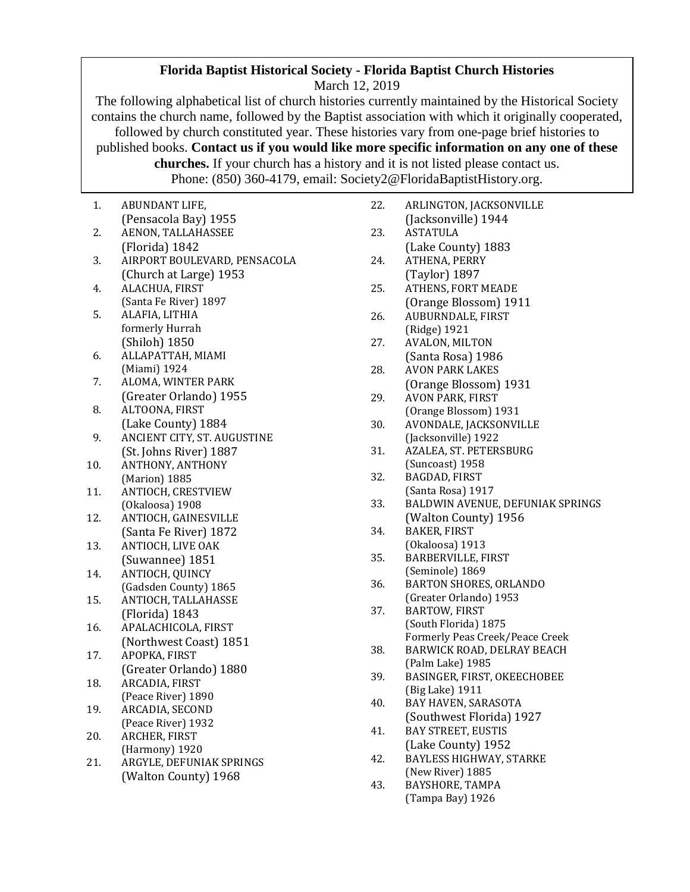**Florida Baptist Historical Society - Florida Baptist Church Histories**

March 12, 2019

The following alphabetical list of church histories currently maintained by the Historical Society contains the church name, followed by the Baptist association with which it originally cooperated, followed by church constituted year. These histories vary from one-page brief histories to published books. **Contact us if you would like more specific information on any one of these churches.** If your church has a history and it is not listed please contact us. Phone: (850) 360-4179, email: Society2@FloridaBaptistHistory.org.

1. ABUNDANT LIFE,
   (Pensacola Bay) 1955
2. AENON, TALLAHASSEE
   (Florida) 1842
3. AIRPORT BOULEVARD, PENSACOLA
   (Church at Large) 1953
4. ALACHUA, FIRST
   (Santa Fe River) 1897
5. ALAFIA, LITHIA
   formerly Hurrah
   (Shiloh) 1850
6. ALLAPATTAH, MIAMI
   (Miami) 1924
7. ALOMA, WINTER PARK
   (Greater Orlando) 1955
8. ALTOONA, FIRST
   (Lake County) 1884
9. ANCIENT CITY, ST. AUGUSTINE
   (St. Johns River) 1887
10. ANTHONY, ANTHONY
    (Marion) 1885
11. ANTIOCH, CRESTVIEW
    (Okaloosa) 1908
12. ANTIOCH, GAINESVILLE
    (Santa Fe River) 1872
13. ANTIOCH, LIVE OAK
    (Suwannee) 1851
14. ANTIOCH, QUINCY
    (Gadsden County) 1865
15. ANTIOCH, TALLAHASSE
    (Florida) 1843
16. APALACHICOLA, FIRST
    (Northwest Coast) 1851
17. APOPKA, FIRST
    (Greater Orlando) 1880
18. ARCADIA, FIRST
    (Peace River) 1890
19. ARCADIA, SECOND
    (Peace River) 1932
20. ARCHER, FIRST
    (Harmony) 1920
21. ARGYLE, DEFUNIAK SPRINGS
    (Walton County) 1968
22. ARLINGTON, JACKSONVILLE
    (Jacksonville) 1944
23. ASTATULA
    (Lake County) 1883
24. ATHENA, PERRY
    (Taylor) 1897
25. ATHENS, FORT MEADE
    (Orange Blossom) 1911
26. AUBURNDALE, FIRST
    (Ridge) 1921
27. AVALON, MILTON
    (Santa Rosa) 1986
28. AVON PARK LAKES
    (Orange Blossom) 1931
29. AVON PARK, FIRST
    (Orange Blossom) 1931
30. AVONDALE, JACKSONVILLE
    (Jacksonville) 1922
31. AZALEA, ST. PETERSBURG
    (Suncoast) 1958
32. BAGDAD, FIRST
    (Santa Rosa) 1917
33. BALDWIN AVENUE, DEFUNIAK SPRINGS
    (Walton County) 1956
34. BAKER, FIRST
    (Okaloosa) 1913
35. BARBERVILLE, FIRST
    (Seminole) 1869
36. BARTON SHORES, ORLANDO
    (Greater Orlando) 1953
37. BARTOW, FIRST
    (South Florida) 1875
    Formerly Peas Creek/Peace Creek
38. BARWICK ROAD, DELRAY BEACH
    (Palm Lake) 1985
39. BASINGER, FIRST, OKEECHOBEE
    (Big Lake) 1911
40. BAY HAVEN, SARASOTA
    (Southwest Florida) 1927
41. BAY STREET, EUSTIS
    (Lake County) 1952
42. BAYLESS HIGHWAY, STARKE
    (New River) 1885
43. BAYSHORE, TAMPA
    (Tampa Bay) 1926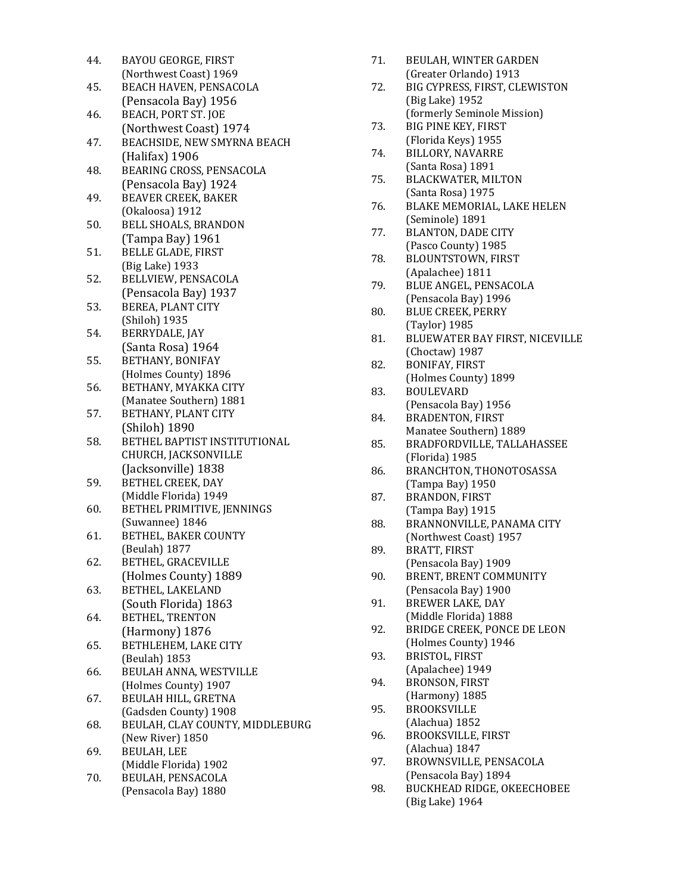44. BAYOU GEORGE, FIRST
    (Northwest Coast) 1969
45. BEACH HAVEN, PENSACOLA
    (Pensacola Bay) 1956
46. BEACH, PORT ST. JOE
    (Northwest Coast) 1974
47. BEACHSIDE, NEW SMYRNA BEACH
    (Halifax) 1906
48. BEARING CROSS, PENSACOLA
    (Pensacola Bay) 1924
49. BEAVER CREEK, BAKER
    (Okaloosa) 1912
50. BELL SHOALS, BRANDON
    (Tampa Bay) 1961
51. BELLE GLADE, FIRST
    (Big Lake) 1933
52. BELLVIEW, PENSACOLA
    (Pensacola Bay) 1937
53. BEREA, PLANT CITY
    (Shiloh) 1935
54. BERRYDALE, JAY
    (Santa Rosa) 1964
55. BETHANY, BONIFAY
    (Holmes County) 1896
56. BETHANY, MYAKKA CITY
    (Manatee Southern) 1881
57. BETHANY, PLANT CITY
    (Shiloh) 1890
58. BETHEL BAPTIST INSTITUTIONAL CHURCH, JACKSONVILLE
    (Jacksonville) 1838
59. BETHEL CREEK, DAY
    (Middle Florida) 1949
60. BETHEL PRIMITIVE, JENNINGS
    (Suwannee) 1846
61. BETHEL, BAKER COUNTY
    (Beulah) 1877
62. BETHEL, GRACEVILLE
    (Holmes County) 1889
63. BETHEL, LAKELAND
    (South Florida) 1863
64. BETHEL, TRENTON
    (Harmony) 1876
65. BETHLEHEM, LAKE CITY
    (Beulah) 1853
66. BEULAH ANNA, WESTVILLE
    (Holmes County) 1907
67. BEULAH HILL, GRETNA
    (Gadsden County) 1908
68. BEULAH, CLAY COUNTY, MIDDLEBURG
    (New River) 1850
69. BEULAH, LEE
    (Middle Florida) 1902
70. BEULAH, PENSACOLA
    (Pensacola Bay) 1880
71. BEULAH, WINTER GARDEN
    (Greater Orlando) 1913
72. BIG CYPRESS, FIRST, CLEWISTON
    (Big Lake) 1952
    (formerly Seminole Mission)
73. BIG PINE KEY, FIRST
    (Florida Keys) 1955
74. BILLORY, NAVARRE
    (Santa Rosa) 1891
75. BLACKWATER, MILTON
    (Santa Rosa) 1975
76. BLAKE MEMORIAL, LAKE HELEN
    (Seminole) 1891
77. BLANTON, DADE CITY
    (Pasco County) 1985
78. BLOUNTSTOWN, FIRST
    (Apalachee) 1811
79. BLUE ANGEL, PENSACOLA
    (Pensacola Bay) 1996
80. BLUE CREEK, PERRY
    (Taylor) 1985
81. BLUEWATER BAY FIRST, NICEVILLE
    (Choctaw) 1987
82. BONIFAY, FIRST
    (Holmes County) 1899
83. BOULEVARD
    (Pensacola Bay) 1956
84. BRADENTON, FIRST
    Manatee Southern) 1889
85. BRADFORDVILLE, TALLAHASSEE
    (Florida) 1985
86. BRANCHTON, THONOTOSASSA
    (Tampa Bay) 1950
87. BRANDON, FIRST
    (Tampa Bay) 1915
88. BRANNONVILLE, PANAMA CITY
    (Northwest Coast) 1957
89. BRATT, FIRST
    (Pensacola Bay) 1909
90. BRENT, BRENT COMMUNITY
    (Pensacola Bay) 1900
91. BREWER LAKE, DAY
    (Middle Florida) 1888
92. BRIDGE CREEK, PONCE DE LEON
    (Holmes County) 1946
93. BRISTOL, FIRST
    (Apalachee) 1949
94. BRONSON, FIRST
    (Harmony) 1885
95. BROOKSVILLE
    (Alachua) 1852
96. BROOKSVILLE, FIRST
    (Alachua) 1847
97. BROWNSVILLE, PENSACOLA
    (Pensacola Bay) 1894
98. BUCKHEAD RIDGE, OKEECHOBEE
    (Big Lake) 1964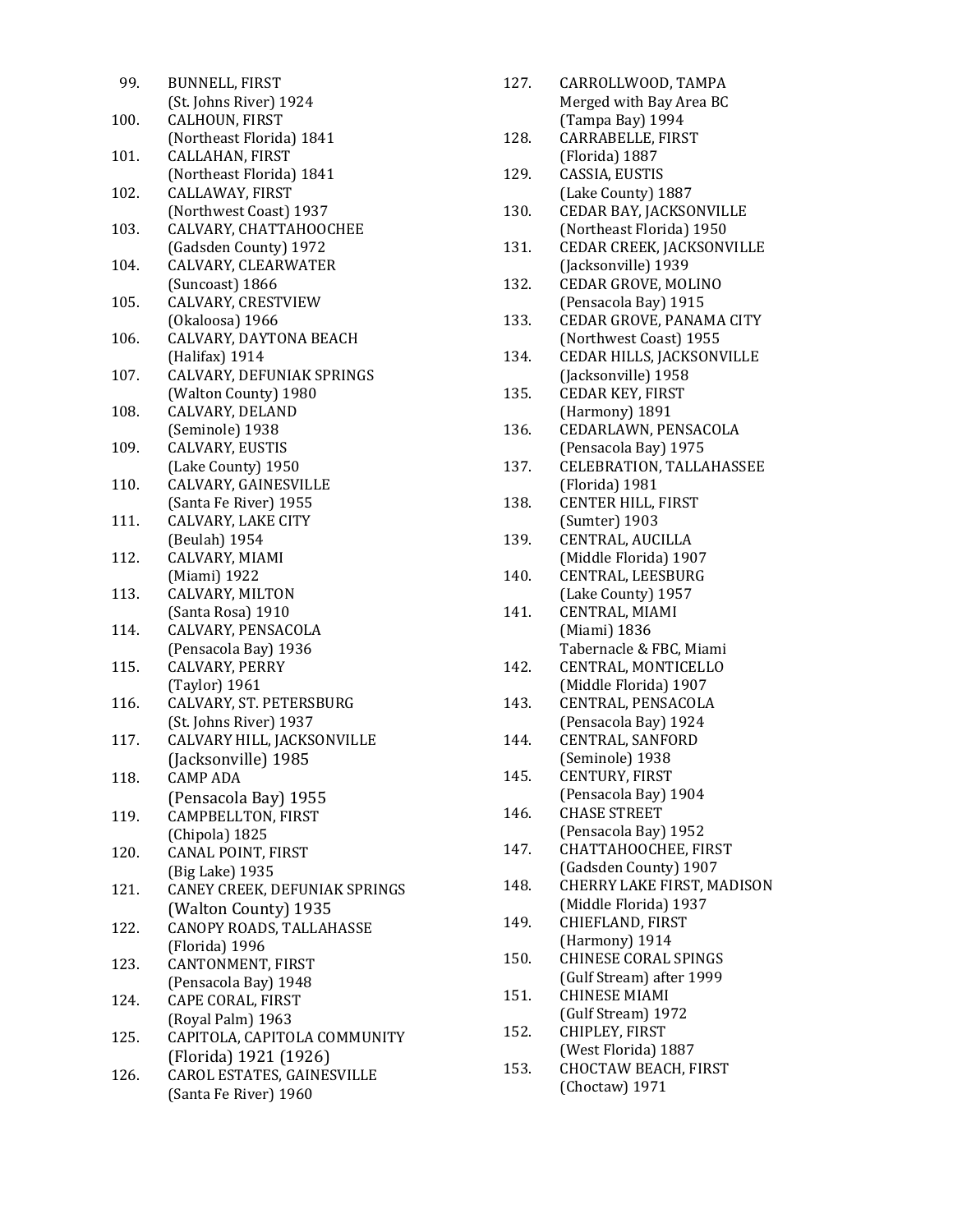99. BUNNELL, FIRST
(St. Johns River) 1924
100. CALHOUN, FIRST
(Northeast Florida) 1841
101. CALLAHAN, FIRST
(Northeast Florida) 1841
102. CALLAWAY, FIRST
(Northwest Coast) 1937
103. CALVARY, CHATTAHOOCHEE
(Gadsden County) 1972
104. CALVARY, CLEARWATER
(Suncoast) 1866
105. CALVARY, CRESTVIEW
(Okaloosa) 1966
106. CALVARY, DAYTONA BEACH
(Halifax) 1914
107. CALVARY, DEFUNIAK SPRINGS
(Walton County) 1980
108. CALVARY, DELAND
(Seminole) 1938
109. CALVARY, EUSTIS
(Lake County) 1950
110. CALVARY, GAINESVILLE
(Santa Fe River) 1955
111. CALVARY, LAKE CITY
(Beulah) 1954
112. CALVARY, MIAMI
(Miami) 1922
113. CALVARY, MILTON
(Santa Rosa) 1910
114. CALVARY, PENSACOLA
(Pensacola Bay) 1936
115. CALVARY, PERRY
(Taylor) 1961
116. CALVARY, ST. PETERSBURG
(St. Johns River) 1937
117. CALVARY HILL, JACKSONVILLE
(Jacksonville) 1985
118. CAMP ADA
(Pensacola Bay) 1955
119. CAMPBELLTON, FIRST
(Chipola) 1825
120. CANAL POINT, FIRST
(Big Lake) 1935
121. CANEY CREEK, DEFUNIAK SPRINGS
(Walton County) 1935
122. CANOPY ROADS, TALLAHASSE
(Florida) 1996
123. CANTONMENT, FIRST
(Pensacola Bay) 1948
124. CAPE CORAL, FIRST
(Royal Palm) 1963
125. CAPITOLA, CAPITOLA COMMUNITY
(Florida) 1921 (1926)
126. CAROL ESTATES, GAINESVILLE
(Santa Fe River) 1960
127. CARROLLWOOD, TAMPA
Merged with Bay Area BC
(Tampa Bay) 1994
128. CARRABELLE, FIRST
(Florida) 1887
129. CASSIA, EUSTIS
(Lake County) 1887
130. CEDAR BAY, JACKSONVILLE
(Northeast Florida) 1950
131. CEDAR CREEK, JACKSONVILLE
(Jacksonville) 1939
132. CEDAR GROVE, MOLINO
(Pensacola Bay) 1915
133. CEDAR GROVE, PANAMA CITY
(Northwest Coast) 1955
134. CEDAR HILLS, JACKSONVILLE
(Jacksonville) 1958
135. CEDAR KEY, FIRST
(Harmony) 1891
136. CEDARLAWN, PENSACOLA
(Pensacola Bay) 1975
137. CELEBRATION, TALLAHASSEE
(Florida) 1981
138. CENTER HILL, FIRST
(Sumter) 1903
139. CENTRAL, AUCILLA
(Middle Florida) 1907
140. CENTRAL, LEESBURG
(Lake County) 1957
141. CENTRAL, MIAMI
(Miami) 1836
Tabernacle & FBC, Miami
142. CENTRAL, MONTICELLO
(Middle Florida) 1907
143. CENTRAL, PENSACOLA
(Pensacola Bay) 1924
144. CENTRAL, SANFORD
(Seminole) 1938
145. CENTURY, FIRST
(Pensacola Bay) 1904
146. CHASE STREET
(Pensacola Bay) 1952
147. CHATTAHOOCHEE, FIRST
(Gadsden County) 1907
148. CHERRY LAKE FIRST, MADISON
(Middle Florida) 1937
149. CHIEFLAND, FIRST
(Harmony) 1914
150. CHINESE CORAL SPINGS
(Gulf Stream) after 1999
151. CHINESE MIAMI
(Gulf Stream) 1972
152. CHIPLEY, FIRST
(West Florida) 1887
153. CHOCTAW BEACH, FIRST
(Choctaw) 1971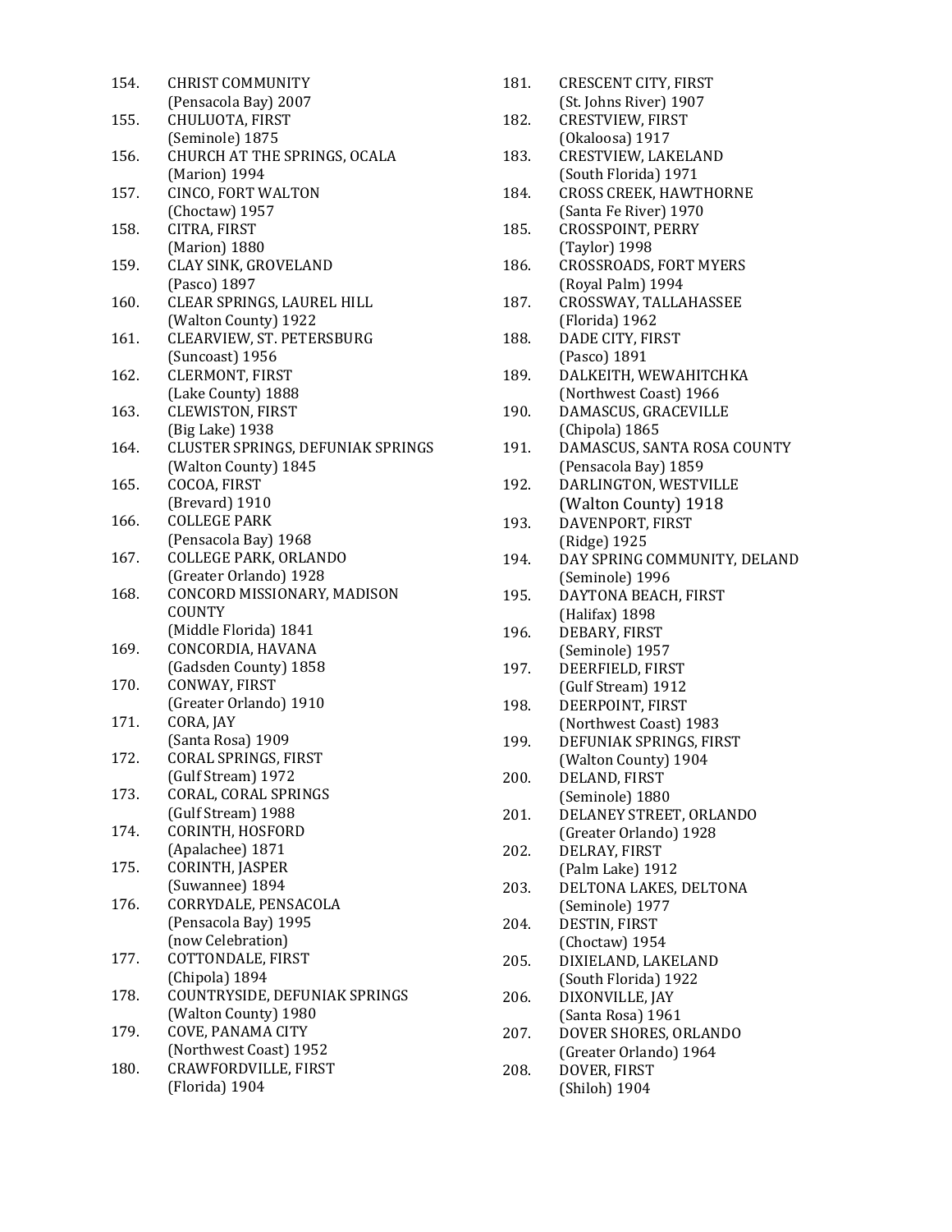154. CHRIST COMMUNITY
(Pensacola Bay) 2007

155. CHULUOTA, FIRST
(Seminole) 1875

156. CHURCH AT THE SPRINGS, OCALA
(Marion) 1994

157. CINCO, FORT WALTON
(Choctaw) 1957

158. CITRA, FIRST
(Marion) 1880

159. CLAY SINK, GROVELAND
(Pasco) 1897

160. CLEAR SPRINGS, LAUREL HILL
(Walton County) 1922

161. CLEARVIEW, ST. PETERSBURG
(Suncoast) 1956

162. CLERMONT, FIRST
(Lake County) 1888

163. CLEWISTON, FIRST
(Big Lake) 1938

164. CLUSTER SPRINGS, DEFUNIAK SPRINGS
(Walton County) 1845

165. COCOA, FIRST
(Brevard) 1910

166. COLLEGE PARK
(Pensacola Bay) 1968

167. COLLEGE PARK, ORLANDO
(Greater Orlando) 1928

168. CONCORD MISSIONARY, MADISON COUNTY
(Middle Florida) 1841

169. CONCORDIA, HAVANA
(Gadsden County) 1858

170. CONWAY, FIRST
(Greater Orlando) 1910

171. CORA, JAY
(Santa Rosa) 1909

172. CORAL SPRINGS, FIRST
(Gulf Stream) 1972

173. CORAL, CORAL SPRINGS
(Gulf Stream) 1988

174. CORINTH, HOSFORD
(Apalachee) 1871

175. CORINTH, JASPER
(Suwannee) 1894

176. CORRYDALE, PENSACOLA
(Pensacola Bay) 1995
(now Celebration)

177. COTTONDALE, FIRST
(Chipola) 1894

178. COUNTRYSIDE, DEFUNIAK SPRINGS
(Walton County) 1980

179. COVE, PANAMA CITY
(Northwest Coast) 1952

180. CRAWFORDVILLE, FIRST
(Florida) 1904

181. CRESCENT CITY, FIRST
(St. Johns River) 1907

182. CRESTVIEW, FIRST
(Okaloosa) 1917

183. CRESTVIEW, LAKELAND
(South Florida) 1971

184. CROSS CREEK, HAWTHORNE
(Santa Fe River) 1970

185. CROSSPOINT, PERRY
(Taylor) 1998

186. CROSSROADS, FORT MYERS
(Royal Palm) 1994

187. CROSSWAY, TALLAHASSEE
(Florida) 1962

188. DADE CITY, FIRST
(Pasco) 1891

189. DALKEITH, WEWAHITCHKA
(Northwest Coast) 1966

190. DAMASCUS, GRACEVILLE
(Chipola) 1865

191. DAMASCUS, SANTA ROSA COUNTY
(Pensacola Bay) 1859

192. DARLINGTON, WESTVILLE
(Walton County) 1918

193. DAVENPORT, FIRST
(Ridge) 1925

194. DAY SPRING COMMUNITY, DELAND
(Seminole) 1996

195. DAYTONA BEACH, FIRST
(Halifax) 1898

196. DEBARY, FIRST
(Seminole) 1957

197. DEERFIELD, FIRST
(Gulf Stream) 1912

198. DEERPOINT, FIRST
(Northwest Coast) 1983

199. DEFUNIAK SPRINGS, FIRST
(Walton County) 1904

200. DELAND, FIRST
(Seminole) 1880

201. DELANEY STREET, ORLANDO
(Greater Orlando) 1928

202. DELRAY, FIRST
(Palm Lake) 1912

203. DELTONA LAKES, DELTONA
(Seminole) 1977

204. DESTIN, FIRST
(Choctaw) 1954

205. DIXIELAND, LAKELAND
(South Florida) 1922

206. DIXONVILLE, JAY
(Santa Rosa) 1961

207. DOVER SHORES, ORLANDO
(Greater Orlando) 1964

208. DOVER, FIRST
(Shiloh) 1904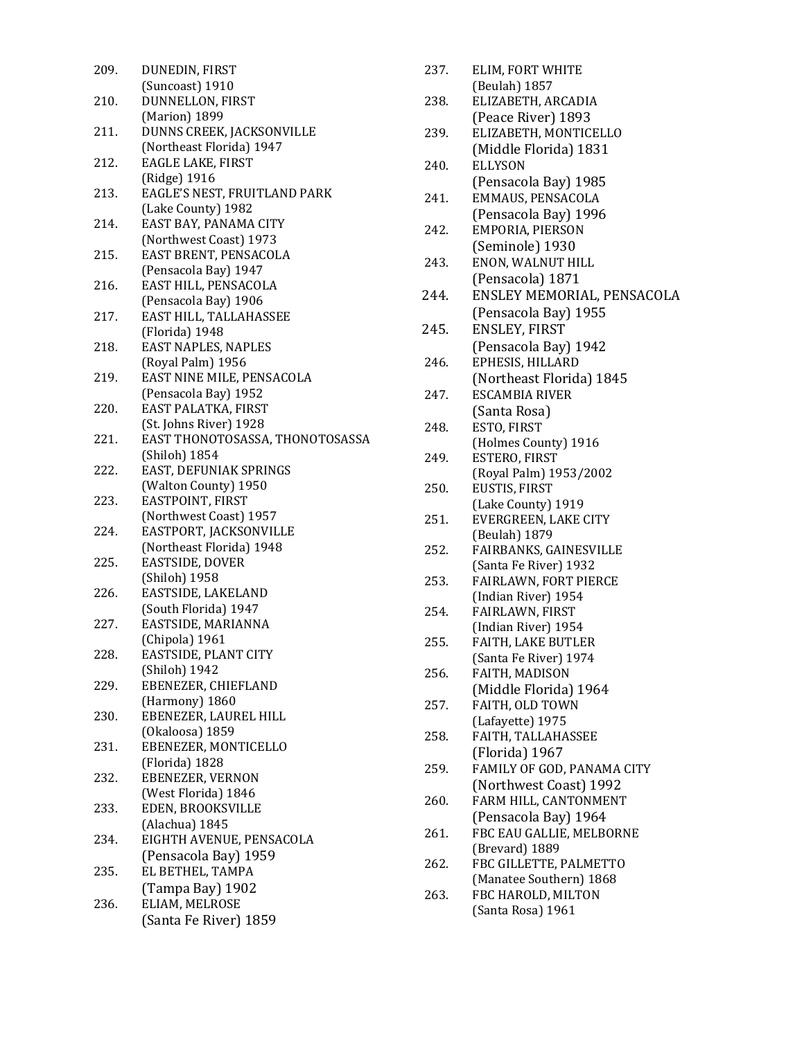209. DUNEDIN, FIRST
(Suncoast) 1910
210. DUNNELLON, FIRST
(Marion) 1899
211. DUNNS CREEK, JACKSONVILLE
(Northeast Florida) 1947
212. EAGLE LAKE, FIRST
(Ridge) 1916
213. EAGLE'S NEST, FRUITLAND PARK
(Lake County) 1982
214. EAST BAY, PANAMA CITY
(Northwest Coast) 1973
215. EAST BRENT, PENSACOLA
(Pensacola Bay) 1947
216. EAST HILL, PENSACOLA
(Pensacola Bay) 1906
217. EAST HILL, TALLAHASSEE
(Florida) 1948
218. EAST NAPLES, NAPLES
(Royal Palm) 1956
219. EAST NINE MILE, PENSACOLA
(Pensacola Bay) 1952
220. EAST PALATKA, FIRST
(St. Johns River) 1928
221. EAST THONOTOSASSA, THONOTOSASSA
(Shiloh) 1854
222. EAST, DEFUNIAK SPRINGS
(Walton County) 1950
223. EASTPOINT, FIRST
(Northwest Coast) 1957
224. EASTPORT, JACKSONVILLE
(Northeast Florida) 1948
225. EASTSIDE, DOVER
(Shiloh) 1958
226. EASTSIDE, LAKELAND
(South Florida) 1947
227. EASTSIDE, MARIANNA
(Chipola) 1961
228. EASTSIDE, PLANT CITY
(Shiloh) 1942
229. EBENEZER, CHIEFLAND
(Harmony) 1860
230. EBENEZER, LAUREL HILL
(Okaloosa) 1859
231. EBENEZER, MONTICELLO
(Florida) 1828
232. EBENEZER, VERNON
(West Florida) 1846
233. EDEN, BROOKSVILLE
(Alachua) 1845
234. EIGHTH AVENUE, PENSACOLA
(Pensacola Bay) 1959
235. EL BETHEL, TAMPA
(Tampa Bay) 1902
236. ELIAM, MELROSE
(Santa Fe River) 1859
237. ELIM, FORT WHITE
(Beulah) 1857
238. ELIZABETH, ARCADIA
(Peace River) 1893
239. ELIZABETH, MONTICELLO
(Middle Florida) 1831
240. ELLYSON
(Pensacola Bay) 1985
241. EMMAUS, PENSACOLA
(Pensacola Bay) 1996
242. EMPORIA, PIERSON
(Seminole) 1930
243. ENON, WALNUT HILL
(Pensacola) 1871
244. ENSLEY MEMORIAL, PENSACOLA
(Pensacola Bay) 1955
245. ENSLEY, FIRST
(Pensacola Bay) 1942
246. EPHESIS, HILLARD
(Northeast Florida) 1845
247. ESCAMBIA RIVER
(Santa Rosa)
248. ESTO, FIRST
(Holmes County) 1916
249. ESTERO, FIRST
(Royal Palm) 1953/2002
250. EUSTIS, FIRST
(Lake County) 1919
251. EVERGREEN, LAKE CITY
(Beulah) 1879
252. FAIRBANKS, GAINESVILLE
(Santa Fe River) 1932
253. FAIRLAWN, FORT PIERCE
(Indian River) 1954
254. FAIRLAWN, FIRST
(Indian River) 1954
255. FAITH, LAKE BUTLER
(Santa Fe River) 1974
256. FAITH, MADISON
(Middle Florida) 1964
257. FAITH, OLD TOWN
(Lafayette) 1975
258. FAITH, TALLAHASSEE
(Florida) 1967
259. FAMILY OF GOD, PANAMA CITY
(Northwest Coast) 1992
260. FARM HILL, CANTONMENT
(Pensacola Bay) 1964
261. FBC EAU GALLIE, MELBORNE
(Brevard) 1889
262. FBC GILLETTE, PALMETTO
(Manatee Southern) 1868
263. FBC HAROLD, MILTON
(Santa Rosa) 1961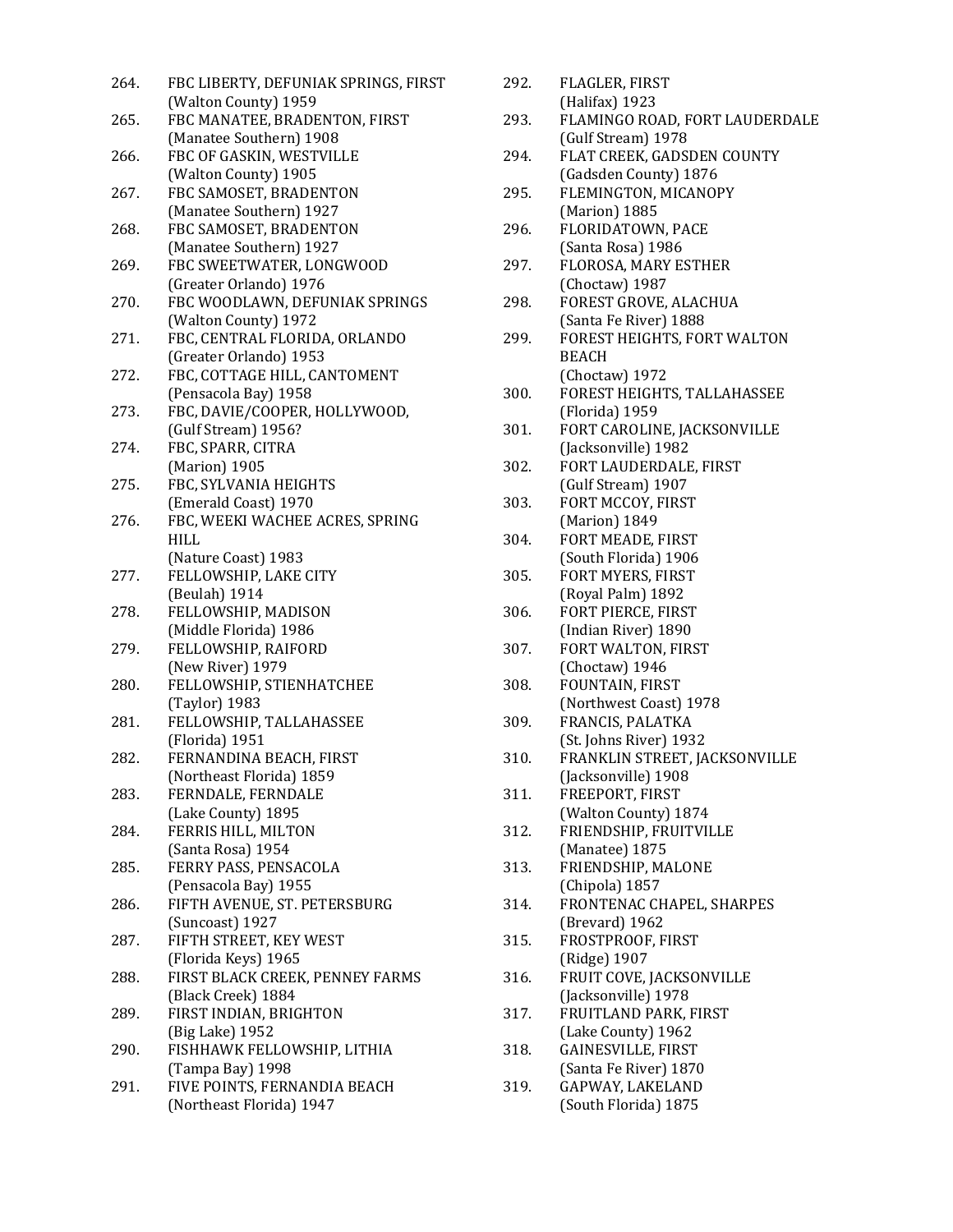264. FBC LIBERTY, DEFUNIAK SPRINGS, FIRST
(Walton County) 1959
265. FBC MANATEE, BRADENTON, FIRST
(Manatee Southern) 1908
266. FBC OF GASKIN, WESTVILLE
(Walton County) 1905
267. FBC SAMOSET, BRADENTON
(Manatee Southern) 1927
268. FBC SAMOSET, BRADENTON
(Manatee Southern) 1927
269. FBC SWEETWATER, LONGWOOD
(Greater Orlando) 1976
270. FBC WOODLAWN, DEFUNIAK SPRINGS
(Walton County) 1972
271. FBC, CENTRAL FLORIDA, ORLANDO
(Greater Orlando) 1953
272. FBC, COTTAGE HILL, CANTOMENT
(Pensacola Bay) 1958
273. FBC, DAVIE/COOPER, HOLLYWOOD,
(Gulf Stream) 1956?
274. FBC, SPARR, CITRA
(Marion) 1905
275. FBC, SYLVANIA HEIGHTS
(Emerald Coast) 1970
276. FBC, WEEKI WACHEE ACRES, SPRING HILL
(Nature Coast) 1983
277. FELLOWSHIP, LAKE CITY
(Beulah) 1914
278. FELLOWSHIP, MADISON
(Middle Florida) 1986
279. FELLOWSHIP, RAIFORD
(New River) 1979
280. FELLOWSHIP, STIENHATCHEE
(Taylor) 1983
281. FELLOWSHIP, TALLAHASSEE
(Florida) 1951
282. FERNANDINA BEACH, FIRST
(Northeast Florida) 1859
283. FERNDALE, FERNDALE
(Lake County) 1895
284. FERRIS HILL, MILTON
(Santa Rosa) 1954
285. FERRY PASS, PENSACOLA
(Pensacola Bay) 1955
286. FIFTH AVENUE, ST. PETERSBURG
(Suncoast) 1927
287. FIFTH STREET, KEY WEST
(Florida Keys) 1965
288. FIRST BLACK CREEK, PENNEY FARMS
(Black Creek) 1884
289. FIRST INDIAN, BRIGHTON
(Big Lake) 1952
290. FISHHAWK FELLOWSHIP, LITHIA
(Tampa Bay) 1998
291. FIVE POINTS, FERNANDIA BEACH
(Northeast Florida) 1947
292. FLAGLER, FIRST
(Halifax) 1923
293. FLAMINGO ROAD, FORT LAUDERDALE
(Gulf Stream) 1978
294. FLAT CREEK, GADSDEN COUNTY
(Gadsden County) 1876
295. FLEMINGTON, MICANOPY
(Marion) 1885
296. FLORIDATOWN, PACE
(Santa Rosa) 1986
297. FLOROSA, MARY ESTHER
(Choctaw) 1987
298. FOREST GROVE, ALACHUA
(Santa Fe River) 1888
299. FOREST HEIGHTS, FORT WALTON BEACH
(Choctaw) 1972
300. FOREST HEIGHTS, TALLAHASSEE
(Florida) 1959
301. FORT CAROLINE, JACKSONVILLE
(Jacksonville) 1982
302. FORT LAUDERDALE, FIRST
(Gulf Stream) 1907
303. FORT MCCOY, FIRST
(Marion) 1849
304. FORT MEADE, FIRST
(South Florida) 1906
305. FORT MYERS, FIRST
(Royal Palm) 1892
306. FORT PIERCE, FIRST
(Indian River) 1890
307. FORT WALTON, FIRST
(Choctaw) 1946
308. FOUNTAIN, FIRST
(Northwest Coast) 1978
309. FRANCIS, PALATKA
(St. Johns River) 1932
310. FRANKLIN STREET, JACKSONVILLE
(Jacksonville) 1908
311. FREEPORT, FIRST
(Walton County) 1874
312. FRIENDSHIP, FRUITVILLE
(Manatee) 1875
313. FRIENDSHIP, MALONE
(Chipola) 1857
314. FRONTENAC CHAPEL, SHARPES
(Brevard) 1962
315. FROSTPROOF, FIRST
(Ridge) 1907
316. FRUIT COVE, JACKSONVILLE
(Jacksonville) 1978
317. FRUITLAND PARK, FIRST
(Lake County) 1962
318. GAINESVILLE, FIRST
(Santa Fe River) 1870
319. GAPWAY, LAKELAND
(South Florida) 1875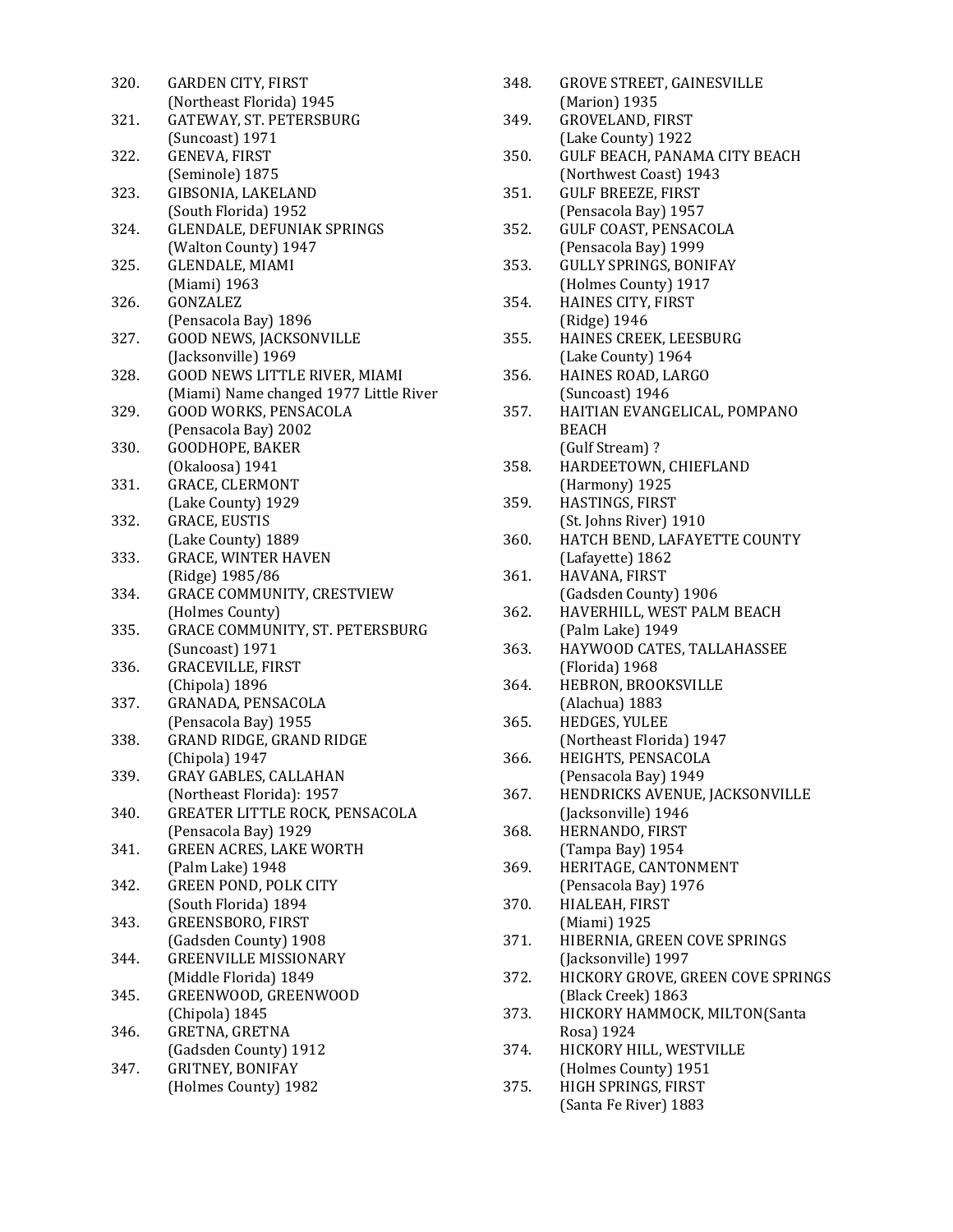320. GARDEN CITY, FIRST
(Northeast Florida) 1945
321. GATEWAY, ST. PETERSBURG
(Suncoast) 1971
322. GENEVA, FIRST
(Seminole) 1875
323. GIBSONIA, LAKELAND
(South Florida) 1952
324. GLENDALE, DEFUNIAK SPRINGS
(Walton County) 1947
325. GLENDALE, MIAMI
(Miami) 1963
326. GONZALEZ
(Pensacola Bay) 1896
327. GOOD NEWS, JACKSONVILLE
(Jacksonville) 1969
328. GOOD NEWS LITTLE RIVER, MIAMI
(Miami) Name changed 1977 Little River
329. GOOD WORKS, PENSACOLA
(Pensacola Bay) 2002
330. GOODHOPE, BAKER
(Okaloosa) 1941
331. GRACE, CLERMONT
(Lake County) 1929
332. GRACE, EUSTIS
(Lake County) 1889
333. GRACE, WINTER HAVEN
(Ridge) 1985/86
334. GRACE COMMUNITY, CRESTVIEW
(Holmes County)
335. GRACE COMMUNITY, ST. PETERSBURG
(Suncoast) 1971
336. GRACEVILLE, FIRST
(Chipola) 1896
337. GRANADA, PENSACOLA
(Pensacola Bay) 1955
338. GRAND RIDGE, GRAND RIDGE
(Chipola) 1947
339. GRAY GABLES, CALLAHAN
(Northeast Florida): 1957
340. GREATER LITTLE ROCK, PENSACOLA
(Pensacola Bay) 1929
341. GREEN ACRES, LAKE WORTH
(Palm Lake) 1948
342. GREEN POND, POLK CITY
(South Florida) 1894
343. GREENSBORO, FIRST
(Gadsden County) 1908
344. GREENVILLE MISSIONARY
(Middle Florida) 1849
345. GREENWOOD, GREENWOOD
(Chipola) 1845
346. GRETNA, GRETNA
(Gadsden County) 1912
347. GRITNEY, BONIFAY
(Holmes County) 1982
348. GROVE STREET, GAINESVILLE
(Marion) 1935
349. GROVELAND, FIRST
(Lake County) 1922
350. GULF BEACH, PANAMA CITY BEACH
(Northwest Coast) 1943
351. GULF BREEZE, FIRST
(Pensacola Bay) 1957
352. GULF COAST, PENSACOLA
(Pensacola Bay) 1999
353. GULLY SPRINGS, BONIFAY
(Holmes County) 1917
354. HAINES CITY, FIRST
(Ridge) 1946
355. HAINES CREEK, LEESBURG
(Lake County) 1964
356. HAINES ROAD, LARGO
(Suncoast) 1946
357. HAITIAN EVANGELICAL, POMPANO BEACH
(Gulf Stream) ?
358. HARDEETOWN, CHIEFLAND
(Harmony) 1925
359. HASTINGS, FIRST
(St. Johns River) 1910
360. HATCH BEND, LAFAYETTE COUNTY
(Lafayette) 1862
361. HAVANA, FIRST
(Gadsden County) 1906
362. HAVERHILL, WEST PALM BEACH
(Palm Lake) 1949
363. HAYWOOD CATES, TALLAHASSEE
(Florida) 1968
364. HEBRON, BROOKSVILLE
(Alachua) 1883
365. HEDGES, YULEE
(Northeast Florida) 1947
366. HEIGHTS, PENSACOLA
(Pensacola Bay) 1949
367. HENDRICKS AVENUE, JACKSONVILLE
(Jacksonville) 1946
368. HERNANDO, FIRST
(Tampa Bay) 1954
369. HERITAGE, CANTONMENT
(Pensacola Bay) 1976
370. HIALEAH, FIRST
(Miami) 1925
371. HIBERNIA, GREEN COVE SPRINGS
(Jacksonville) 1997
372. HICKORY GROVE, GREEN COVE SPRINGS
(Black Creek) 1863
373. HICKORY HAMMOCK, MILTON(Santa Rosa) 1924
374. HICKORY HILL, WESTVILLE
(Holmes County) 1951
375. HIGH SPRINGS, FIRST
(Santa Fe River) 1883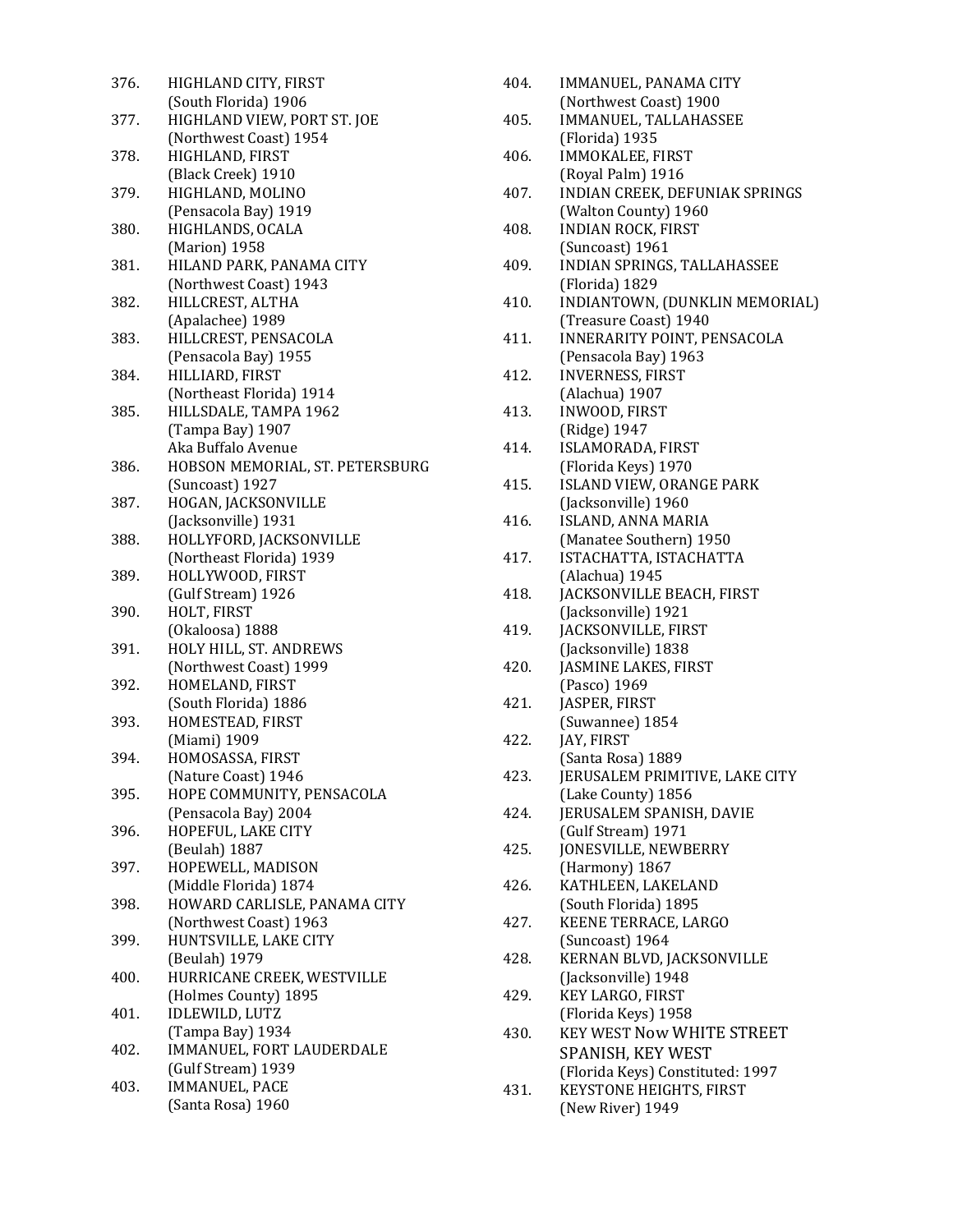376. HIGHLAND CITY, FIRST
(South Florida) 1906
377. HIGHLAND VIEW, PORT ST. JOE
(Northwest Coast) 1954
378. HIGHLAND, FIRST
(Black Creek) 1910
379. HIGHLAND, MOLINO
(Pensacola Bay) 1919
380. HIGHLANDS, OCALA
(Marion) 1958
381. HILAND PARK, PANAMA CITY
(Northwest Coast) 1943
382. HILLCREST, ALTHA
(Apalachee) 1989
383. HILLCREST, PENSACOLA
(Pensacola Bay) 1955
384. HILLIARD, FIRST
(Northeast Florida) 1914
385. HILLSDALE, TAMPA 1962
(Tampa Bay) 1907
Aka Buffalo Avenue
386. HOBSON MEMORIAL, ST. PETERSBURG
(Suncoast) 1927
387. HOGAN, JACKSONVILLE
(Jacksonville) 1931
388. HOLLYFORD, JACKSONVILLE
(Northeast Florida) 1939
389. HOLLYWOOD, FIRST
(Gulf Stream) 1926
390. HOLT, FIRST
(Okaloosa) 1888
391. HOLY HILL, ST. ANDREWS
(Northwest Coast) 1999
392. HOMELAND, FIRST
(South Florida) 1886
393. HOMESTEAD, FIRST
(Miami) 1909
394. HOMOSASSA, FIRST
(Nature Coast) 1946
395. HOPE COMMUNITY, PENSACOLA
(Pensacola Bay) 2004
396. HOPEFUL, LAKE CITY
(Beulah) 1887
397. HOPEWELL, MADISON
(Middle Florida) 1874
398. HOWARD CARLISLE, PANAMA CITY
(Northwest Coast) 1963
399. HUNTSVILLE, LAKE CITY
(Beulah) 1979
400. HURRICANE CREEK, WESTVILLE
(Holmes County) 1895
401. IDLEWILD, LUTZ
(Tampa Bay) 1934
402. IMMANUEL, FORT LAUDERDALE
(Gulf Stream) 1939
403. IMMANUEL, PACE
(Santa Rosa) 1960
404. IMMANUEL, PANAMA CITY
(Northwest Coast) 1900
405. IMMANUEL, TALLAHASSEE
(Florida) 1935
406. IMMOKALEE, FIRST
(Royal Palm) 1916
407. INDIAN CREEK, DEFUNIAK SPRINGS
(Walton County) 1960
408. INDIAN ROCK, FIRST
(Suncoast) 1961
409. INDIAN SPRINGS, TALLAHASSEE
(Florida) 1829
410. INDIANTOWN, (DUNKLIN MEMORIAL)
(Treasure Coast) 1940
411. INNERARITY POINT, PENSACOLA
(Pensacola Bay) 1963
412. INVERNESS, FIRST
(Alachua) 1907
413. INWOOD, FIRST
(Ridge) 1947
414. ISLAMORADA, FIRST
(Florida Keys) 1970
415. ISLAND VIEW, ORANGE PARK
(Jacksonville) 1960
416. ISLAND, ANNA MARIA
(Manatee Southern) 1950
417. ISTACHATTA, ISTACHATTA
(Alachua) 1945
418. JACKSONVILLE BEACH, FIRST
(Jacksonville) 1921
419. JACKSONVILLE, FIRST
(Jacksonville) 1838
420. JASMINE LAKES, FIRST
(Pasco) 1969
421. JASPER, FIRST
(Suwannee) 1854
422. JAY, FIRST
(Santa Rosa) 1889
423. JERUSALEM PRIMITIVE, LAKE CITY
(Lake County) 1856
424. JERUSALEM SPANISH, DAVIE
(Gulf Stream) 1971
425. JONESVILLE, NEWBERRY
(Harmony) 1867
426. KATHLEEN, LAKELAND
(South Florida) 1895
427. KEENE TERRACE, LARGO
(Suncoast) 1964
428. KERNAN BLVD, JACKSONVILLE
(Jacksonville) 1948
429. KEY LARGO, FIRST
(Florida Keys) 1958
430. KEY WEST Now WHITE STREET SPANISH, KEY WEST
(Florida Keys) Constituted: 1997
431. KEYSTONE HEIGHTS, FIRST
(New River) 1949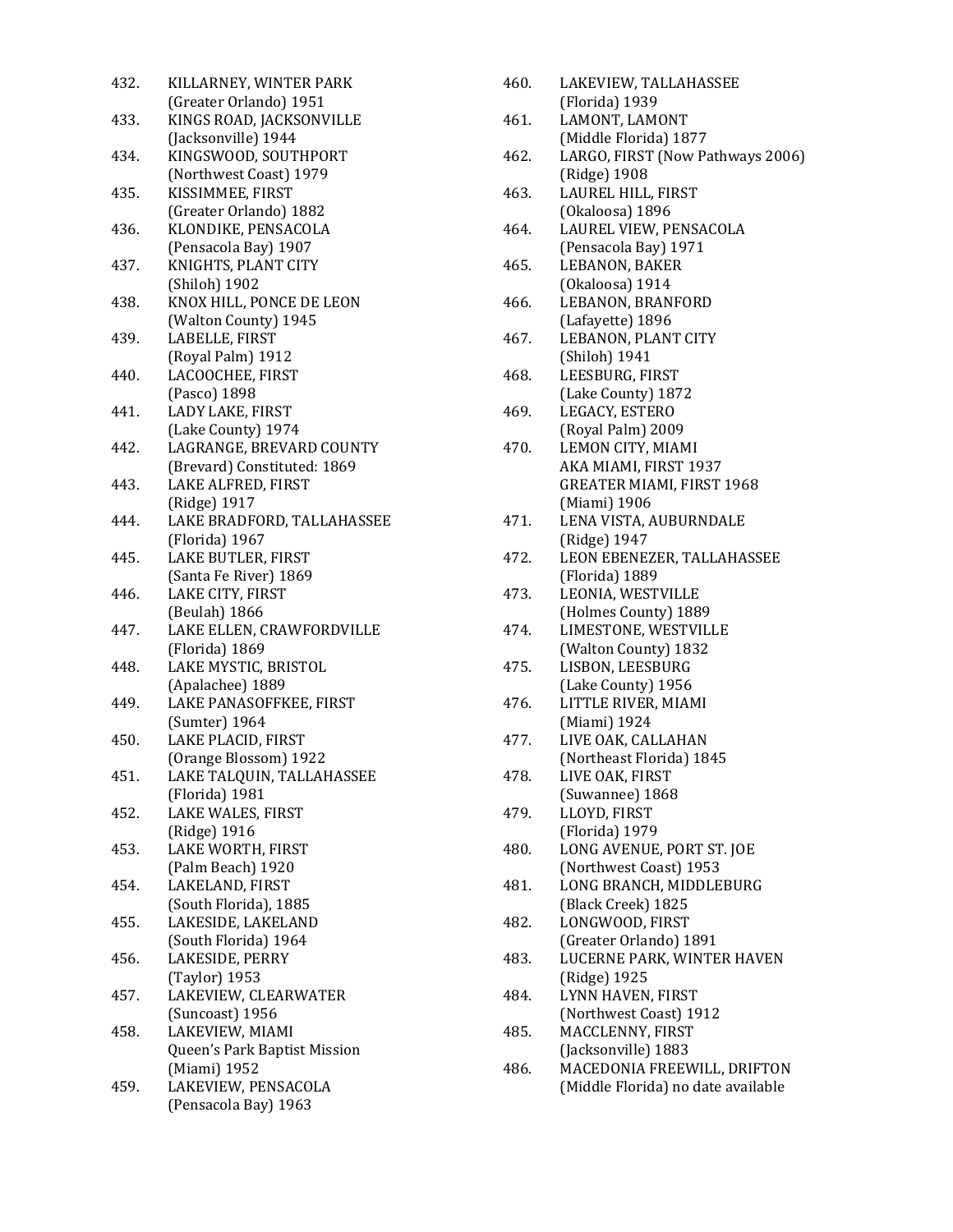432. KILLARNEY, WINTER PARK
(Greater Orlando) 1951
433. KINGS ROAD, JACKSONVILLE
(Jacksonville) 1944
434. KINGSWOOD, SOUTHPORT
(Northwest Coast) 1979
435. KISSIMMEE, FIRST
(Greater Orlando) 1882
436. KLONDIKE, PENSACOLA
(Pensacola Bay) 1907
437. KNIGHTS, PLANT CITY
(Shiloh) 1902
438. KNOX HILL, PONCE DE LEON
(Walton County) 1945
439. LABELLE, FIRST
(Royal Palm) 1912
440. LACOOCHEE, FIRST
(Pasco) 1898
441. LADY LAKE, FIRST
(Lake County) 1974
442. LAGRANGE, BREVARD COUNTY
(Brevard) Constituted: 1869
443. LAKE ALFRED, FIRST
(Ridge) 1917
444. LAKE BRADFORD, TALLAHASSEE
(Florida) 1967
445. LAKE BUTLER, FIRST
(Santa Fe River) 1869
446. LAKE CITY, FIRST
(Beulah) 1866
447. LAKE ELLEN, CRAWFORDVILLE
(Florida) 1869
448. LAKE MYSTIC, BRISTOL
(Apalachee) 1889
449. LAKE PANASOFFKEE, FIRST
(Sumter) 1964
450. LAKE PLACID, FIRST
(Orange Blossom) 1922
451. LAKE TALQUIN, TALLAHASSEE
(Florida) 1981
452. LAKE WALES, FIRST
(Ridge) 1916
453. LAKE WORTH, FIRST
(Palm Beach) 1920
454. LAKELAND, FIRST
(South Florida), 1885
455. LAKESIDE, LAKELAND
(South Florida) 1964
456. LAKESIDE, PERRY
(Taylor) 1953
457. LAKEVIEW, CLEARWATER
(Suncoast) 1956
458. LAKEVIEW, MIAMI
Queen's Park Baptist Mission
(Miami) 1952
459. LAKEVIEW, PENSACOLA
(Pensacola Bay) 1963
460. LAKEVIEW, TALLAHASSEE
(Florida) 1939
461. LAMONT, LAMONT
(Middle Florida) 1877
462. LARGO, FIRST (Now Pathways 2006)
(Ridge) 1908
463. LAUREL HILL, FIRST
(Okaloosa) 1896
464. LAUREL VIEW, PENSACOLA
(Pensacola Bay) 1971
465. LEBANON, BAKER
(Okaloosa) 1914
466. LEBANON, BRANFORD
(Lafayette) 1896
467. LEBANON, PLANT CITY
(Shiloh) 1941
468. LEESBURG, FIRST
(Lake County) 1872
469. LEGACY, ESTERO
(Royal Palm) 2009
470. LEMON CITY, MIAMI
AKA MIAMI, FIRST 1937
GREATER MIAMI, FIRST 1968
(Miami) 1906
471. LENA VISTA, AUBURNDALE
(Ridge) 1947
472. LEON EBENEZER, TALLAHASSEE
(Florida) 1889
473. LEONIA, WESTVILLE
(Holmes County) 1889
474. LIMESTONE, WESTVILLE
(Walton County) 1832
475. LISBON, LEESBURG
(Lake County) 1956
476. LITTLE RIVER, MIAMI
(Miami) 1924
477. LIVE OAK, CALLAHAN
(Northeast Florida) 1845
478. LIVE OAK, FIRST
(Suwannee) 1868
479. LLOYD, FIRST
(Florida) 1979
480. LONG AVENUE, PORT ST. JOE
(Northwest Coast) 1953
481. LONG BRANCH, MIDDLEBURG
(Black Creek) 1825
482. LONGWOOD, FIRST
(Greater Orlando) 1891
483. LUCERNE PARK, WINTER HAVEN
(Ridge) 1925
484. LYNN HAVEN, FIRST
(Northwest Coast) 1912
485. MACCLENNY, FIRST
(Jacksonville) 1883
486. MACEDONIA FREEWILL, DRIFTON
(Middle Florida) no date available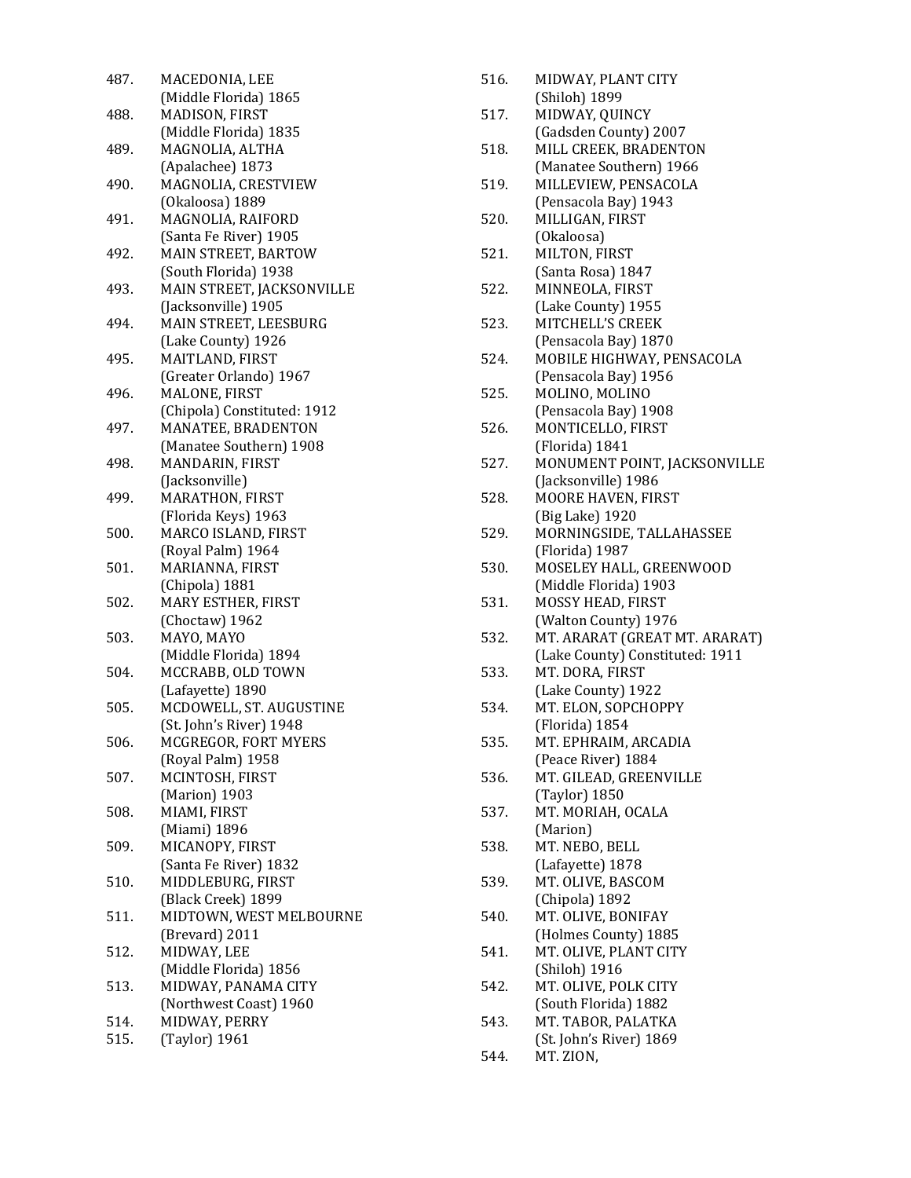487. MACEDONIA, LEE
(Middle Florida) 1865
488. MADISON, FIRST
(Middle Florida) 1835
489. MAGNOLIA, ALTHA
(Apalachee) 1873
490. MAGNOLIA, CRESTVIEW
(Okaloosa) 1889
491. MAGNOLIA, RAIFORD
(Santa Fe River) 1905
492. MAIN STREET, BARTOW
(South Florida) 1938
493. MAIN STREET, JACKSONVILLE
(Jacksonville) 1905
494. MAIN STREET, LEESBURG
(Lake County) 1926
495. MAITLAND, FIRST
(Greater Orlando) 1967
496. MALONE, FIRST
(Chipola) Constituted: 1912
497. MANATEE, BRADENTON
(Manatee Southern) 1908
498. MANDARIN, FIRST
(Jacksonville)
499. MARATHON, FIRST
(Florida Keys) 1963
500. MARCO ISLAND, FIRST
(Royal Palm) 1964
501. MARIANNA, FIRST
(Chipola) 1881
502. MARY ESTHER, FIRST
(Choctaw) 1962
503. MAYO, MAYO
(Middle Florida) 1894
504. MCCRABB, OLD TOWN
(Lafayette) 1890
505. MCDOWELL, ST. AUGUSTINE
(St. John's River) 1948
506. MCGREGOR, FORT MYERS
(Royal Palm) 1958
507. MCINTOSH, FIRST
(Marion) 1903
508. MIAMI, FIRST
(Miami) 1896
509. MICANOPY, FIRST
(Santa Fe River) 1832
510. MIDDLEBURG, FIRST
(Black Creek) 1899
511. MIDTOWN, WEST MELBOURNE
(Brevard) 2011
512. MIDWAY, LEE
(Middle Florida) 1856
513. MIDWAY, PANAMA CITY
(Northwest Coast) 1960
514. MIDWAY, PERRY
515. (Taylor) 1961
516. MIDWAY, PLANT CITY
(Shiloh) 1899
517. MIDWAY, QUINCY
(Gadsden County) 2007
518. MILL CREEK, BRADENTON
(Manatee Southern) 1966
519. MILLEVIEW, PENSACOLA
(Pensacola Bay) 1943
520. MILLIGAN, FIRST
(Okaloosa)
521. MILTON, FIRST
(Santa Rosa) 1847
522. MINNEOLA, FIRST
(Lake County) 1955
523. MITCHELL'S CREEK
(Pensacola Bay) 1870
524. MOBILE HIGHWAY, PENSACOLA
(Pensacola Bay) 1956
525. MOLINO, MOLINO
(Pensacola Bay) 1908
526. MONTICELLO, FIRST
(Florida) 1841
527. MONUMENT POINT, JACKSONVILLE
(Jacksonville) 1986
528. MOORE HAVEN, FIRST
(Big Lake) 1920
529. MORNINGSIDE, TALLAHASSEE
(Florida) 1987
530. MOSELEY HALL, GREENWOOD
(Middle Florida) 1903
531. MOSSY HEAD, FIRST
(Walton County) 1976
532. MT. ARARAT (GREAT MT. ARARAT)
(Lake County) Constituted: 1911
533. MT. DORA, FIRST
(Lake County) 1922
534. MT. ELON, SOPCHOPPY
(Florida) 1854
535. MT. EPHRAIM, ARCADIA
(Peace River) 1884
536. MT. GILEAD, GREENVILLE
(Taylor) 1850
537. MT. MORIAH, OCALA
(Marion)
538. MT. NEBO, BELL
(Lafayette) 1878
539. MT. OLIVE, BASCOM
(Chipola) 1892
540. MT. OLIVE, BONIFAY
(Holmes County) 1885
541. MT. OLIVE, PLANT CITY
(Shiloh) 1916
542. MT. OLIVE, POLK CITY
(South Florida) 1882
543. MT. TABOR, PALATKA
(St. John's River) 1869
544. MT. ZION,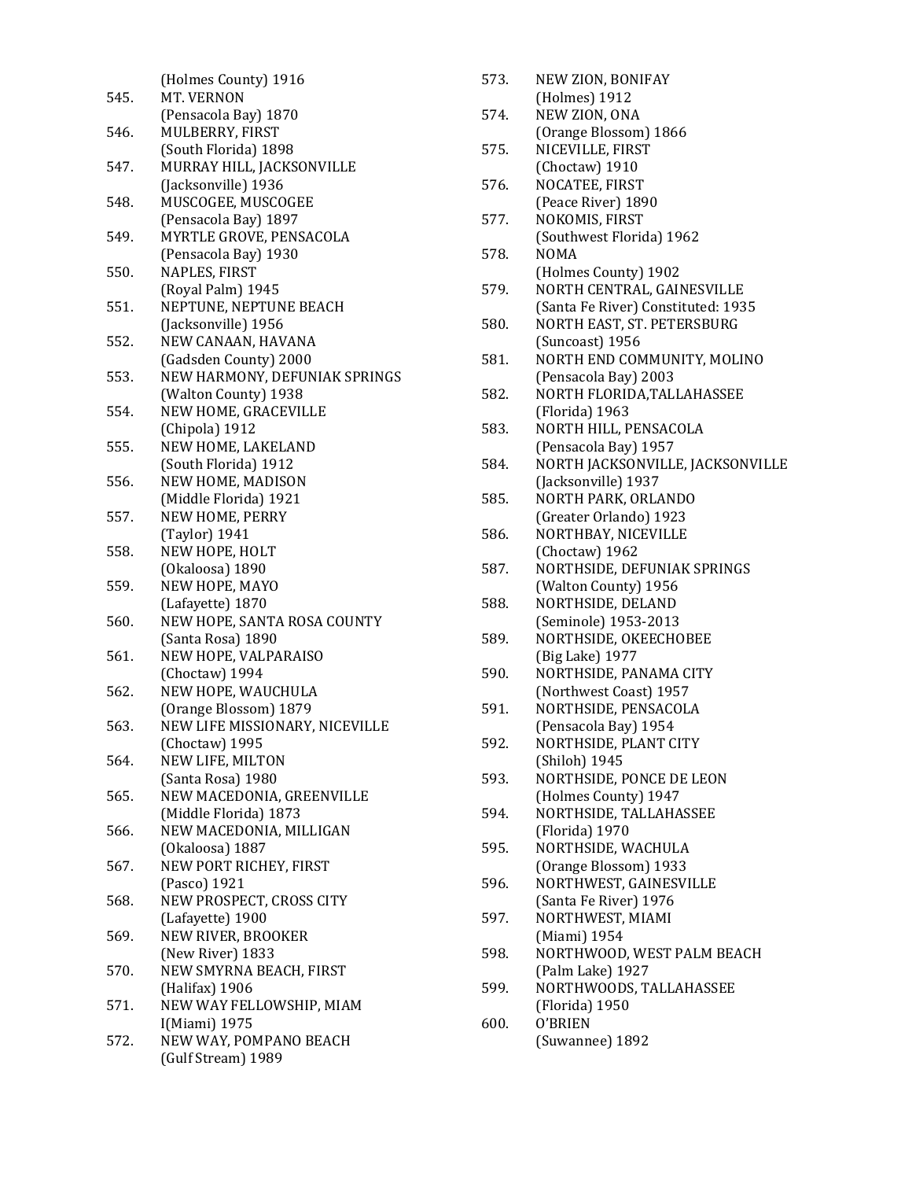(Holmes County) 1916

545. MT. VERNON
(Pensacola Bay) 1870
546. MULBERRY, FIRST
(South Florida) 1898
547. MURRAY HILL, JACKSONVILLE
(Jacksonville) 1936
548. MUSCOGEE, MUSCOGEE
(Pensacola Bay) 1897
549. MYRTLE GROVE, PENSACOLA
(Pensacola Bay) 1930
550. NAPLES, FIRST
(Royal Palm) 1945
551. NEPTUNE, NEPTUNE BEACH
(Jacksonville) 1956
552. NEW CANAAN, HAVANA
(Gadsden County) 2000
553. NEW HARMONY, DEFUNIAK SPRINGS
(Walton County) 1938
554. NEW HOME, GRACEVILLE
(Chipola) 1912
555. NEW HOME, LAKELAND
(South Florida) 1912
556. NEW HOME, MADISON
(Middle Florida) 1921
557. NEW HOME, PERRY
(Taylor) 1941
558. NEW HOPE, HOLT
(Okaloosa) 1890
559. NEW HOPE, MAYO
(Lafayette) 1870
560. NEW HOPE, SANTA ROSA COUNTY
(Santa Rosa) 1890
561. NEW HOPE, VALPARAISO
(Choctaw) 1994
562. NEW HOPE, WAUCHULA
(Orange Blossom) 1879
563. NEW LIFE MISSIONARY, NICEVILLE
(Choctaw) 1995
564. NEW LIFE, MILTON
(Santa Rosa) 1980
565. NEW MACEDONIA, GREENVILLE
(Middle Florida) 1873
566. NEW MACEDONIA, MILLIGAN
(Okaloosa) 1887
567. NEW PORT RICHEY, FIRST
(Pasco) 1921
568. NEW PROSPECT, CROSS CITY
(Lafayette) 1900
569. NEW RIVER, BROOKER
(New River) 1833
570. NEW SMYRNA BEACH, FIRST
(Halifax) 1906
571. NEW WAY FELLOWSHIP, MIAM
I(Miami) 1975
572. NEW WAY, POMPANO BEACH
(Gulf Stream) 1989
573. NEW ZION, BONIFAY
(Holmes) 1912
574. NEW ZION, ONA
(Orange Blossom) 1866
575. NICEVILLE, FIRST
(Choctaw) 1910
576. NOCATEE, FIRST
(Peace River) 1890
577. NOKOMIS, FIRST
(Southwest Florida) 1962
578. NOMA
(Holmes County) 1902
579. NORTH CENTRAL, GAINESVILLE
(Santa Fe River) Constituted: 1935
580. NORTH EAST, ST. PETERSBURG
(Suncoast) 1956
581. NORTH END COMMUNITY, MOLINO
(Pensacola Bay) 2003
582. NORTH FLORIDA,TALLAHASSEE
(Florida) 1963
583. NORTH HILL, PENSACOLA
(Pensacola Bay) 1957
584. NORTH JACKSONVILLE, JACKSONVILLE
(Jacksonville) 1937
585. NORTH PARK, ORLANDO
(Greater Orlando) 1923
586. NORTHBAY, NICEVILLE
(Choctaw) 1962
587. NORTHSIDE, DEFUNIAK SPRINGS
(Walton County) 1956
588. NORTHSIDE, DELAND
(Seminole) 1953-2013
589. NORTHSIDE, OKEECHOBEE
(Big Lake) 1977
590. NORTHSIDE, PANAMA CITY
(Northwest Coast) 1957
591. NORTHSIDE, PENSACOLA
(Pensacola Bay) 1954
592. NORTHSIDE, PLANT CITY
(Shiloh) 1945
593. NORTHSIDE, PONCE DE LEON
(Holmes County) 1947
594. NORTHSIDE, TALLAHASSEE
(Florida) 1970
595. NORTHSIDE, WACHULA
(Orange Blossom) 1933
596. NORTHWEST, GAINESVILLE
(Santa Fe River) 1976
597. NORTHWEST, MIAMI
(Miami) 1954
598. NORTHWOOD, WEST PALM BEACH
(Palm Lake) 1927
599. NORTHWOODS, TALLAHASSEE
(Florida) 1950
600. O'BRIEN
(Suwannee) 1892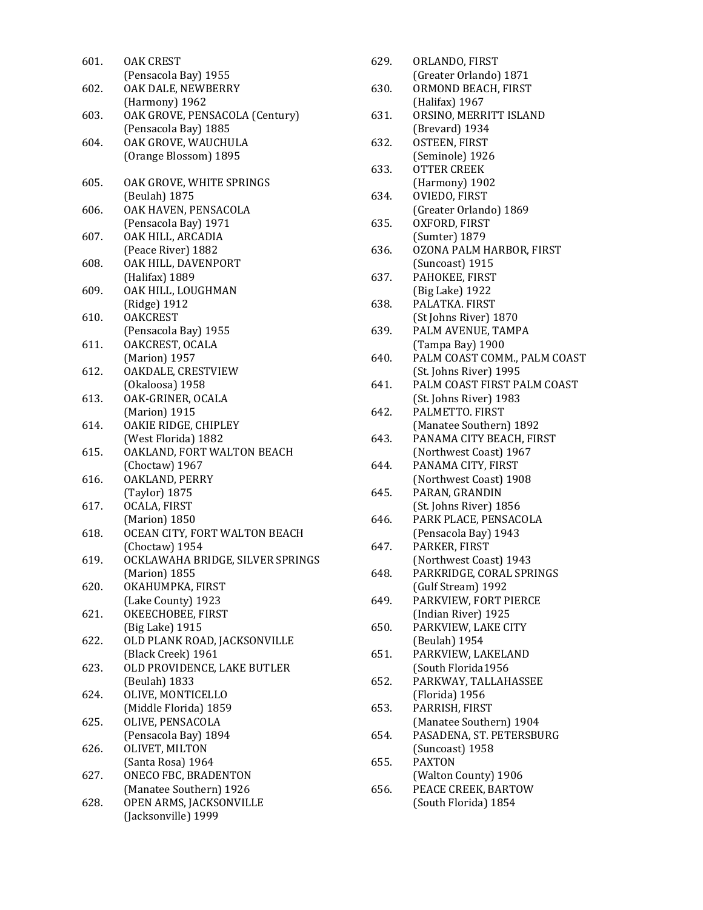601. OAK CREST
(Pensacola Bay) 1955
602. OAK DALE, NEWBERRY
(Harmony) 1962
603. OAK GROVE, PENSACOLA (Century)
(Pensacola Bay) 1885
604. OAK GROVE, WAUCHULA
(Orange Blossom) 1895
605. OAK GROVE, WHITE SPRINGS
(Beulah) 1875
606. OAK HAVEN, PENSACOLA
(Pensacola Bay) 1971
607. OAK HILL, ARCADIA
(Peace River) 1882
608. OAK HILL, DAVENPORT
(Halifax) 1889
609. OAK HILL, LOUGHMAN
(Ridge) 1912
610. OAKCREST
(Pensacola Bay) 1955
611. OAKCREST, OCALA
(Marion) 1957
612. OAKDALE, CRESTVIEW
(Okaloosa) 1958
613. OAK-GRINER, OCALA
(Marion) 1915
614. OAKIE RIDGE, CHIPLEY
(West Florida) 1882
615. OAKLAND, FORT WALTON BEACH
(Choctaw) 1967
616. OAKLAND, PERRY
(Taylor) 1875
617. OCALA, FIRST
(Marion) 1850
618. OCEAN CITY, FORT WALTON BEACH
(Choctaw) 1954
619. OCKLAWAHA BRIDGE, SILVER SPRINGS
(Marion) 1855
620. OKAHUMPKA, FIRST
(Lake County) 1923
621. OKEECHOBEE, FIRST
(Big Lake) 1915
622. OLD PLANK ROAD, JACKSONVILLE
(Black Creek) 1961
623. OLD PROVIDENCE, LAKE BUTLER
(Beulah) 1833
624. OLIVE, MONTICELLO
(Middle Florida) 1859
625. OLIVE, PENSACOLA
(Pensacola Bay) 1894
626. OLIVET, MILTON
(Santa Rosa) 1964
627. ONECO FBC, BRADENTON
(Manatee Southern) 1926
628. OPEN ARMS, JACKSONVILLE
(Jacksonville) 1999
629. ORLANDO, FIRST
(Greater Orlando) 1871
630. ORMOND BEACH, FIRST
(Halifax) 1967
631. ORSINO, MERRITT ISLAND
(Brevard) 1934
632. OSTEEN, FIRST
(Seminole) 1926
633. OTTER CREEK
(Harmony) 1902
634. OVIEDO, FIRST
(Greater Orlando) 1869
635. OXFORD, FIRST
(Sumter) 1879
636. OZONA PALM HARBOR, FIRST
(Suncoast) 1915
637. PAHOKEE, FIRST
(Big Lake) 1922
638. PALATKA. FIRST
(St Johns River) 1870
639. PALM AVENUE, TAMPA
(Tampa Bay) 1900
640. PALM COAST COMM., PALM COAST
(St. Johns River) 1995
641. PALM COAST FIRST PALM COAST
(St. Johns River) 1983
642. PALMETTO. FIRST
(Manatee Southern) 1892
643. PANAMA CITY BEACH, FIRST
(Northwest Coast) 1967
644. PANAMA CITY, FIRST
(Northwest Coast) 1908
645. PARAN, GRANDIN
(St. Johns River) 1856
646. PARK PLACE, PENSACOLA
(Pensacola Bay) 1943
647. PARKER, FIRST
(Northwest Coast) 1943
648. PARKRIDGE, CORAL SPRINGS
(Gulf Stream) 1992
649. PARKVIEW, FORT PIERCE
(Indian River) 1925
650. PARKVIEW, LAKE CITY
(Beulah) 1954
651. PARKVIEW, LAKELAND
(South Florida1956
652. PARKWAY, TALLAHASSEE
(Florida) 1956
653. PARRISH, FIRST
(Manatee Southern) 1904
654. PASADENA, ST. PETERSBURG
(Suncoast) 1958
655. PAXTON
(Walton County) 1906
656. PEACE CREEK, BARTOW
(South Florida) 1854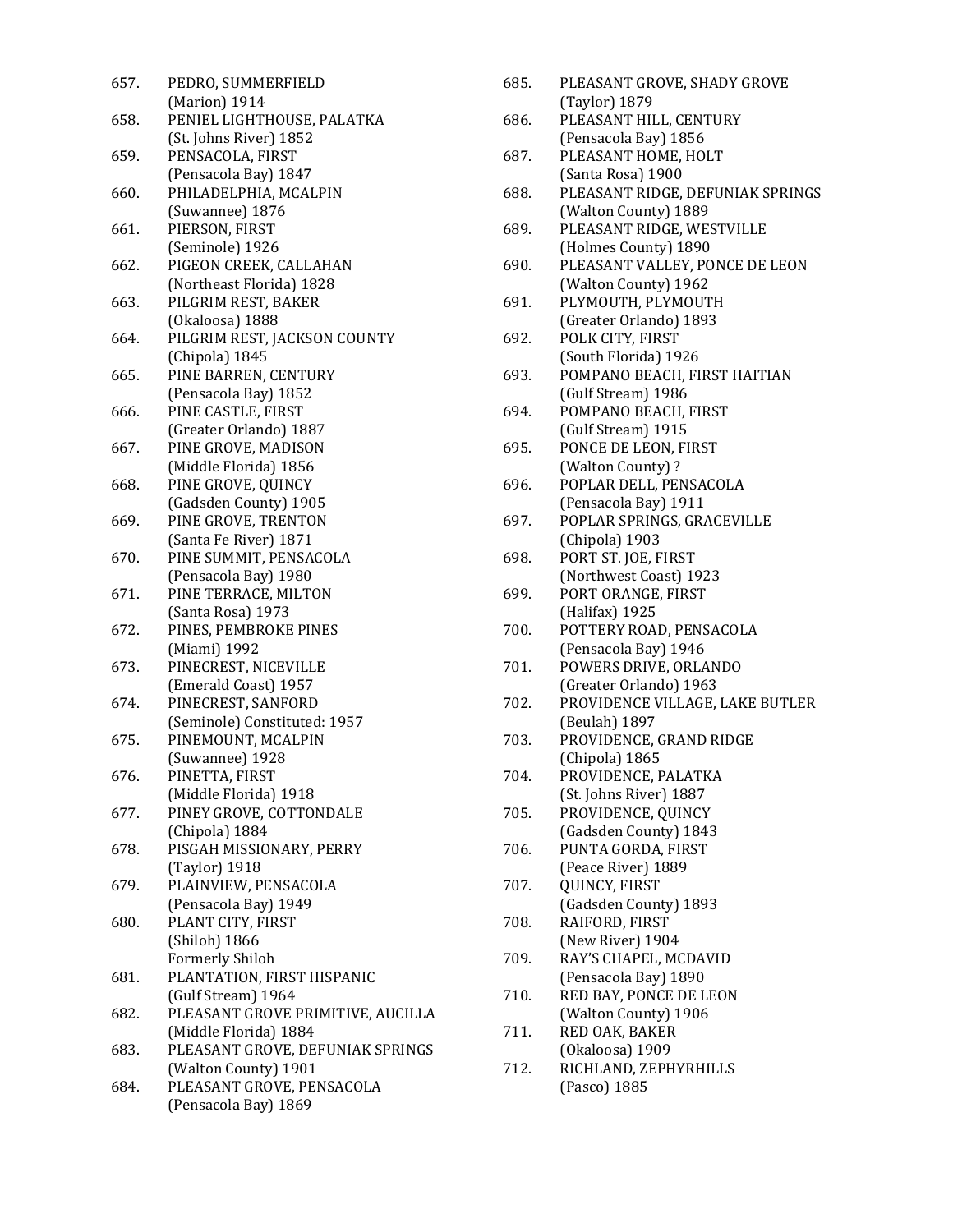657. PEDRO, SUMMERFIELD
(Marion) 1914
658. PENIEL LIGHTHOUSE, PALATKA
(St. Johns River) 1852
659. PENSACOLA, FIRST
(Pensacola Bay) 1847
660. PHILADELPHIA, MCALPIN
(Suwannee) 1876
661. PIERSON, FIRST
(Seminole) 1926
662. PIGEON CREEK, CALLAHAN
(Northeast Florida) 1828
663. PILGRIM REST, BAKER
(Okaloosa) 1888
664. PILGRIM REST, JACKSON COUNTY
(Chipola) 1845
665. PINE BARREN, CENTURY
(Pensacola Bay) 1852
666. PINE CASTLE, FIRST
(Greater Orlando) 1887
667. PINE GROVE, MADISON
(Middle Florida) 1856
668. PINE GROVE, QUINCY
(Gadsden County) 1905
669. PINE GROVE, TRENTON
(Santa Fe River) 1871
670. PINE SUMMIT, PENSACOLA
(Pensacola Bay) 1980
671. PINE TERRACE, MILTON
(Santa Rosa) 1973
672. PINES, PEMBROKE PINES
(Miami) 1992
673. PINECREST, NICEVILLE
(Emerald Coast) 1957
674. PINECREST, SANFORD
(Seminole) Constituted: 1957
675. PINEMOUNT, MCALPIN
(Suwannee) 1928
676. PINETTA, FIRST
(Middle Florida) 1918
677. PINEY GROVE, COTTONDALE
(Chipola) 1884
678. PISGAH MISSIONARY, PERRY
(Taylor) 1918
679. PLAINVIEW, PENSACOLA
(Pensacola Bay) 1949
680. PLANT CITY, FIRST
(Shiloh) 1866
Formerly Shiloh
681. PLANTATION, FIRST HISPANIC
(Gulf Stream) 1964
682. PLEASANT GROVE PRIMITIVE, AUCILLA
(Middle Florida) 1884
683. PLEASANT GROVE, DEFUNIAK SPRINGS
(Walton County) 1901
684. PLEASANT GROVE, PENSACOLA
(Pensacola Bay) 1869
685. PLEASANT GROVE, SHADY GROVE
(Taylor) 1879
686. PLEASANT HILL, CENTURY
(Pensacola Bay) 1856
687. PLEASANT HOME, HOLT
(Santa Rosa) 1900
688. PLEASANT RIDGE, DEFUNIAK SPRINGS
(Walton County) 1889
689. PLEASANT RIDGE, WESTVILLE
(Holmes County) 1890
690. PLEASANT VALLEY, PONCE DE LEON
(Walton County) 1962
691. PLYMOUTH, PLYMOUTH
(Greater Orlando) 1893
692. POLK CITY, FIRST
(South Florida) 1926
693. POMPANO BEACH, FIRST HAITIAN
(Gulf Stream) 1986
694. POMPANO BEACH, FIRST
(Gulf Stream) 1915
695. PONCE DE LEON, FIRST
(Walton County) ?
696. POPLAR DELL, PENSACOLA
(Pensacola Bay) 1911
697. POPLAR SPRINGS, GRACEVILLE
(Chipola) 1903
698. PORT ST. JOE, FIRST
(Northwest Coast) 1923
699. PORT ORANGE, FIRST
(Halifax) 1925
700. POTTERY ROAD, PENSACOLA
(Pensacola Bay) 1946
701. POWERS DRIVE, ORLANDO
(Greater Orlando) 1963
702. PROVIDENCE VILLAGE, LAKE BUTLER
(Beulah) 1897
703. PROVIDENCE, GRAND RIDGE
(Chipola) 1865
704. PROVIDENCE, PALATKA
(St. Johns River) 1887
705. PROVIDENCE, QUINCY
(Gadsden County) 1843
706. PUNTA GORDA, FIRST
(Peace River) 1889
707. QUINCY, FIRST
(Gadsden County) 1893
708. RAIFORD, FIRST
(New River) 1904
709. RAY'S CHAPEL, MCDAVID
(Pensacola Bay) 1890
710. RED BAY, PONCE DE LEON
(Walton County) 1906
711. RED OAK, BAKER
(Okaloosa) 1909
712. RICHLAND, ZEPHYRHILLS
(Pasco) 1885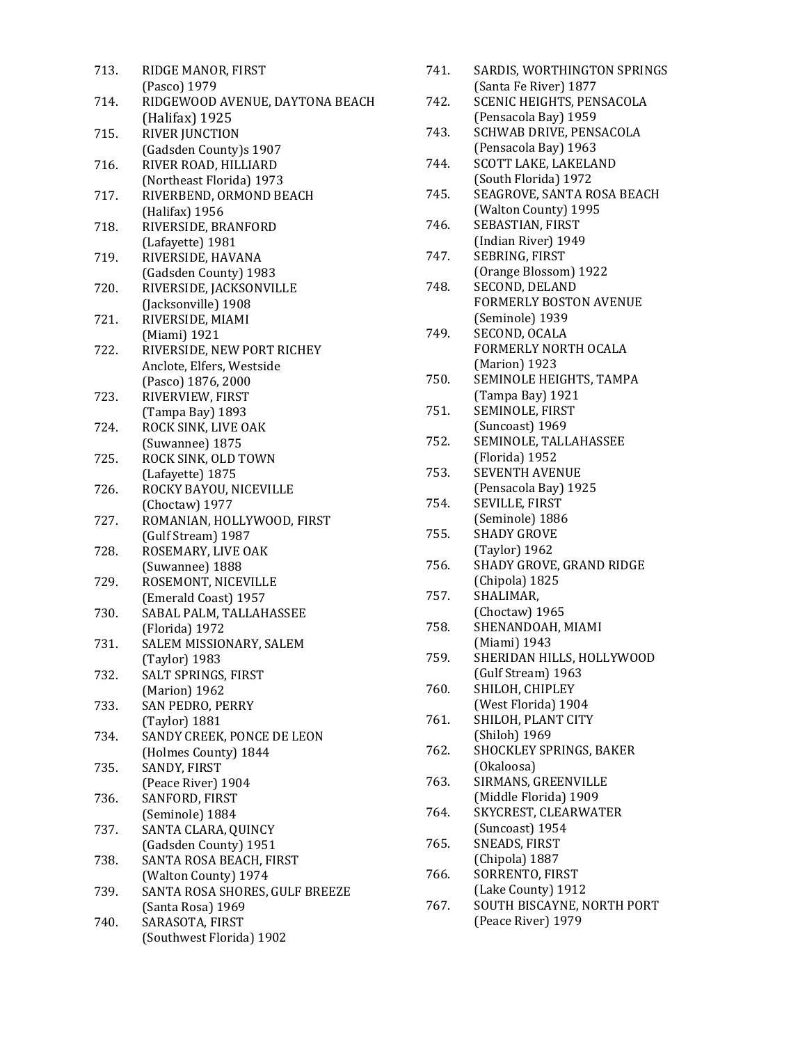713. RIDGE MANOR, FIRST
(Pasco) 1979
714. RIDGEWOOD AVENUE, DAYTONA BEACH
(Halifax) 1925
715. RIVER JUNCTION
(Gadsden County)s 1907
716. RIVER ROAD, HILLIARD
(Northeast Florida) 1973
717. RIVERBEND, ORMOND BEACH
(Halifax) 1956
718. RIVERSIDE, BRANFORD
(Lafayette) 1981
719. RIVERSIDE, HAVANA
(Gadsden County) 1983
720. RIVERSIDE, JACKSONVILLE
(Jacksonville) 1908
721. RIVERSIDE, MIAMI
(Miami) 1921
722. RIVERSIDE, NEW PORT RICHEY
Anclote, Elfers, Westside
(Pasco) 1876, 2000
723. RIVERVIEW, FIRST
(Tampa Bay) 1893
724. ROCK SINK, LIVE OAK
(Suwannee) 1875
725. ROCK SINK, OLD TOWN
(Lafayette) 1875
726. ROCKY BAYOU, NICEVILLE
(Choctaw) 1977
727. ROMANIAN, HOLLYWOOD, FIRST
(Gulf Stream) 1987
728. ROSEMARY, LIVE OAK
(Suwannee) 1888
729. ROSEMONT, NICEVILLE
(Emerald Coast) 1957
730. SABAL PALM, TALLAHASSEE
(Florida) 1972
731. SALEM MISSIONARY, SALEM
(Taylor) 1983
732. SALT SPRINGS, FIRST
(Marion) 1962
733. SAN PEDRO, PERRY
(Taylor) 1881
734. SANDY CREEK, PONCE DE LEON
(Holmes County) 1844
735. SANDY, FIRST
(Peace River) 1904
736. SANFORD, FIRST
(Seminole) 1884
737. SANTA CLARA, QUINCY
(Gadsden County) 1951
738. SANTA ROSA BEACH, FIRST
(Walton County) 1974
739. SANTA ROSA SHORES, GULF BREEZE
(Santa Rosa) 1969
740. SARASOTA, FIRST
(Southwest Florida) 1902
741. SARDIS, WORTHINGTON SPRINGS
(Santa Fe River) 1877
742. SCENIC HEIGHTS, PENSACOLA
(Pensacola Bay) 1959
743. SCHWAB DRIVE, PENSACOLA
(Pensacola Bay) 1963
744. SCOTT LAKE, LAKELAND
(South Florida) 1972
745. SEAGROVE, SANTA ROSA BEACH
(Walton County) 1995
746. SEBASTIAN, FIRST
(Indian River) 1949
747. SEBRING, FIRST
(Orange Blossom) 1922
748. SECOND, DELAND
FORMERLY BOSTON AVENUE
(Seminole) 1939
749. SECOND, OCALA
FORMERLY NORTH OCALA
(Marion) 1923
750. SEMINOLE HEIGHTS, TAMPA
(Tampa Bay) 1921
751. SEMINOLE, FIRST
(Suncoast) 1969
752. SEMINOLE, TALLAHASSEE
(Florida) 1952
753. SEVENTH AVENUE
(Pensacola Bay) 1925
754. SEVILLE, FIRST
(Seminole) 1886
755. SHADY GROVE
(Taylor) 1962
756. SHADY GROVE, GRAND RIDGE
(Chipola) 1825
757. SHALIMAR,
(Choctaw) 1965
758. SHENANDOAH, MIAMI
(Miami) 1943
759. SHERIDAN HILLS, HOLLYWOOD
(Gulf Stream) 1963
760. SHILOH, CHIPLEY
(West Florida) 1904
761. SHILOH, PLANT CITY
(Shiloh) 1969
762. SHOCKLEY SPRINGS, BAKER
(Okaloosa)
763. SIRMANS, GREENVILLE
(Middle Florida) 1909
764. SKYCREST, CLEARWATER
(Suncoast) 1954
765. SNEADS, FIRST
(Chipola) 1887
766. SORRENTO, FIRST
(Lake County) 1912
767. SOUTH BISCAYNE, NORTH PORT
(Peace River) 1979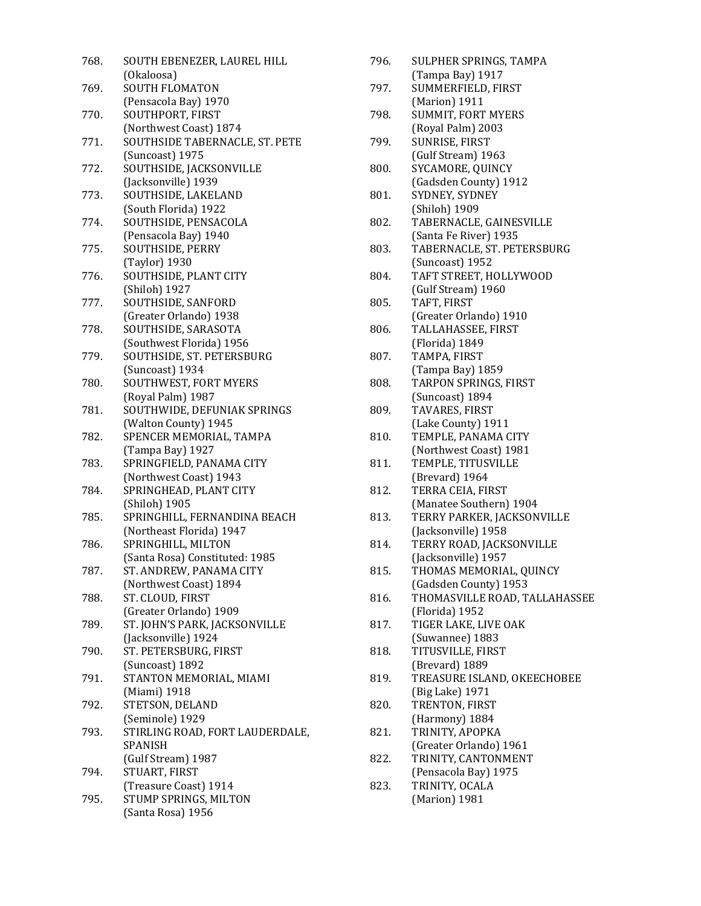768. SOUTH EBENEZER, LAUREL HILL
(Okaloosa)
769. SOUTH FLOMATON
(Pensacola Bay) 1970
770. SOUTHPORT, FIRST
(Northwest Coast) 1874
771. SOUTHSIDE TABERNACLE, ST. PETE
(Suncoast) 1975
772. SOUTHSIDE, JACKSONVILLE
(Jacksonville) 1939
773. SOUTHSIDE, LAKELAND
(South Florida) 1922
774. SOUTHSIDE, PENSACOLA
(Pensacola Bay) 1940
775. SOUTHSIDE, PERRY
(Taylor) 1930
776. SOUTHSIDE, PLANT CITY
(Shiloh) 1927
777. SOUTHSIDE, SANFORD
(Greater Orlando) 1938
778. SOUTHSIDE, SARASOTA
(Southwest Florida) 1956
779. SOUTHSIDE, ST. PETERSBURG
(Suncoast) 1934
780. SOUTHWEST, FORT MYERS
(Royal Palm) 1987
781. SOUTHWIDE, DEFUNIAK SPRINGS
(Walton County) 1945
782. SPENCER MEMORIAL, TAMPA
(Tampa Bay) 1927
783. SPRINGFIELD, PANAMA CITY
(Northwest Coast) 1943
784. SPRINGHEAD, PLANT CITY
(Shiloh) 1905
785. SPRINGHILL, FERNANDINA BEACH
(Northeast Florida) 1947
786. SPRINGHILL, MILTON
(Santa Rosa) Constituted: 1985
787. ST. ANDREW, PANAMA CITY
(Northwest Coast) 1894
788. ST. CLOUD, FIRST
(Greater Orlando) 1909
789. ST. JOHN'S PARK, JACKSONVILLE
(Jacksonville) 1924
790. ST. PETERSBURG, FIRST
(Suncoast) 1892
791. STANTON MEMORIAL, MIAMI
(Miami) 1918
792. STETSON, DELAND
(Seminole) 1929
793. STIRLING ROAD, FORT LAUDERDALE, SPANISH
(Gulf Stream) 1987
794. STUART, FIRST
(Treasure Coast) 1914
795. STUMP SPRINGS, MILTON
(Santa Rosa) 1956
796. SULPHER SPRINGS, TAMPA
(Tampa Bay) 1917
797. SUMMERFIELD, FIRST
(Marion) 1911
798. SUMMIT, FORT MYERS
(Royal Palm) 2003
799. SUNRISE, FIRST
(Gulf Stream) 1963
800. SYCAMORE, QUINCY
(Gadsden County) 1912
801. SYDNEY, SYDNEY
(Shiloh) 1909
802. TABERNACLE, GAINESVILLE
(Santa Fe River) 1935
803. TABERNACLE, ST. PETERSBURG
(Suncoast) 1952
804. TAFT STREET, HOLLYWOOD
(Gulf Stream) 1960
805. TAFT, FIRST
(Greater Orlando) 1910
806. TALLAHASSEE, FIRST
(Florida) 1849
807. TAMPA, FIRST
(Tampa Bay) 1859
808. TARPON SPRINGS, FIRST
(Suncoast) 1894
809. TAVARES, FIRST
(Lake County) 1911
810. TEMPLE, PANAMA CITY
(Northwest Coast) 1981
811. TEMPLE, TITUSVILLE
(Brevard) 1964
812. TERRA CEIA, FIRST
(Manatee Southern) 1904
813. TERRY PARKER, JACKSONVILLE
(Jacksonville) 1958
814. TERRY ROAD, JACKSONVILLE
(Jacksonville) 1957
815. THOMAS MEMORIAL, QUINCY
(Gadsden County) 1953
816. THOMASVILLE ROAD, TALLAHASSEE
(Florida) 1952
817. TIGER LAKE, LIVE OAK
(Suwannee) 1883
818. TITUSVILLE, FIRST
(Brevard) 1889
819. TREASURE ISLAND, OKEECHOBEE
(Big Lake) 1971
820. TRENTON, FIRST
(Harmony) 1884
821. TRINITY, APOPKA
(Greater Orlando) 1961
822. TRINITY, CANTONMENT
(Pensacola Bay) 1975
823. TRINITY, OCALA
(Marion) 1981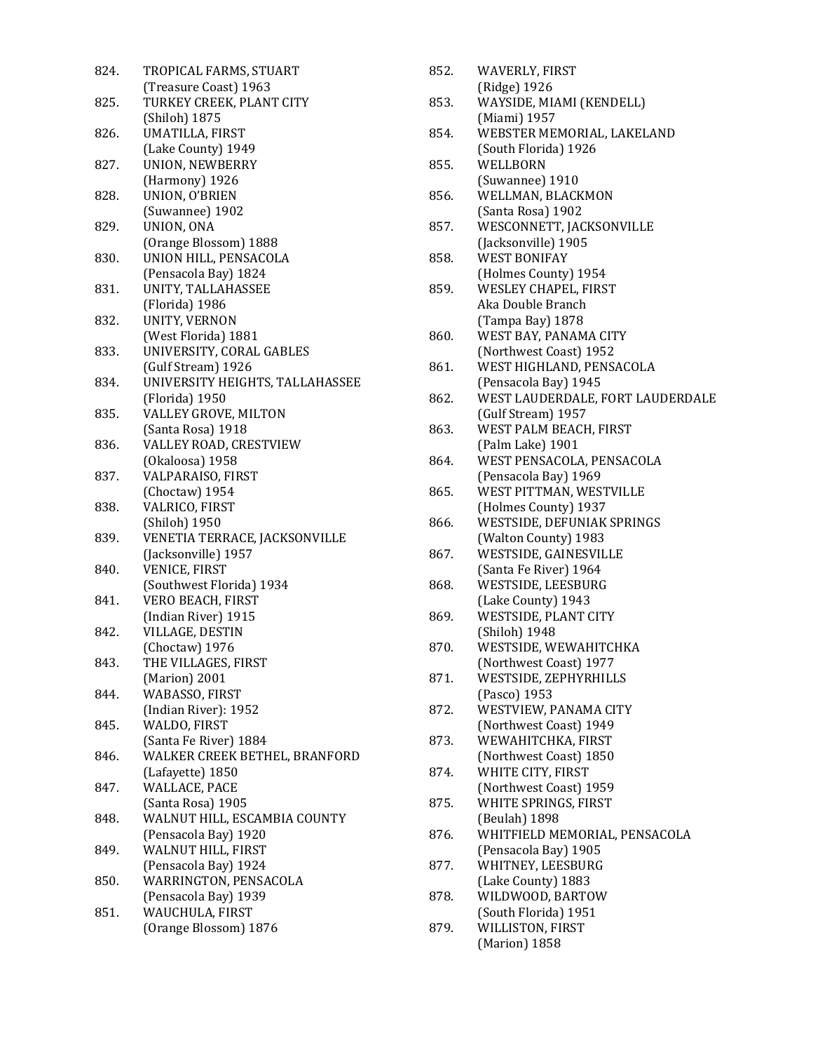824. TROPICAL FARMS, STUART
(Treasure Coast) 1963
825. TURKEY CREEK, PLANT CITY
(Shiloh) 1875
826. UMATILLA, FIRST
(Lake County) 1949
827. UNION, NEWBERRY
(Harmony) 1926
828. UNION, O'BRIEN
(Suwannee) 1902
829. UNION, ONA
(Orange Blossom) 1888
830. UNION HILL, PENSACOLA
(Pensacola Bay) 1824
831. UNITY, TALLAHASSEE
(Florida) 1986
832. UNITY, VERNON
(West Florida) 1881
833. UNIVERSITY, CORAL GABLES
(Gulf Stream) 1926
834. UNIVERSITY HEIGHTS, TALLAHASSEE
(Florida) 1950
835. VALLEY GROVE, MILTON
(Santa Rosa) 1918
836. VALLEY ROAD, CRESTVIEW
(Okaloosa) 1958
837. VALPARAISO, FIRST
(Choctaw) 1954
838. VALRICO, FIRST
(Shiloh) 1950
839. VENETIA TERRACE, JACKSONVILLE
(Jacksonville) 1957
840. VENICE, FIRST
(Southwest Florida) 1934
841. VERO BEACH, FIRST
(Indian River) 1915
842. VILLAGE, DESTIN
(Choctaw) 1976
843. THE VILLAGES, FIRST
(Marion) 2001
844. WABASSO, FIRST
(Indian River): 1952
845. WALDO, FIRST
(Santa Fe River) 1884
846. WALKER CREEK BETHEL, BRANFORD
(Lafayette) 1850
847. WALLACE, PACE
(Santa Rosa) 1905
848. WALNUT HILL, ESCAMBIA COUNTY
(Pensacola Bay) 1920
849. WALNUT HILL, FIRST
(Pensacola Bay) 1924
850. WARRINGTON, PENSACOLA
(Pensacola Bay) 1939
851. WAUCHULA, FIRST
(Orange Blossom) 1876
852. WAVERLY, FIRST
(Ridge) 1926
853. WAYSIDE, MIAMI (KENDELL)
(Miami) 1957
854. WEBSTER MEMORIAL, LAKELAND
(South Florida) 1926
855. WELLBORN
(Suwannee) 1910
856. WELLMAN, BLACKMON
(Santa Rosa) 1902
857. WESCONNETT, JACKSONVILLE
(Jacksonville) 1905
858. WEST BONIFAY
(Holmes County) 1954
859. WESLEY CHAPEL, FIRST
Aka Double Branch
(Tampa Bay) 1878
860. WEST BAY, PANAMA CITY
(Northwest Coast) 1952
861. WEST HIGHLAND, PENSACOLA
(Pensacola Bay) 1945
862. WEST LAUDERDALE, FORT LAUDERDALE
(Gulf Stream) 1957
863. WEST PALM BEACH, FIRST
(Palm Lake) 1901
864. WEST PENSACOLA, PENSACOLA
(Pensacola Bay) 1969
865. WEST PITTMAN, WESTVILLE
(Holmes County) 1937
866. WESTSIDE, DEFUNIAK SPRINGS
(Walton County) 1983
867. WESTSIDE, GAINESVILLE
(Santa Fe River) 1964
868. WESTSIDE, LEESBURG
(Lake County) 1943
869. WESTSIDE, PLANT CITY
(Shiloh) 1948
870. WESTSIDE, WEWAHITCHKA
(Northwest Coast) 1977
871. WESTSIDE, ZEPHYRHILLS
(Pasco) 1953
872. WESTVIEW, PANAMA CITY
(Northwest Coast) 1949
873. WEWAHITCHKA, FIRST
(Northwest Coast) 1850
874. WHITE CITY, FIRST
(Northwest Coast) 1959
875. WHITE SPRINGS, FIRST
(Beulah) 1898
876. WHITFIELD MEMORIAL, PENSACOLA
(Pensacola Bay) 1905
877. WHITNEY, LEESBURG
(Lake County) 1883
878. WILDWOOD, BARTOW
(South Florida) 1951
879. WILLISTON, FIRST
(Marion) 1858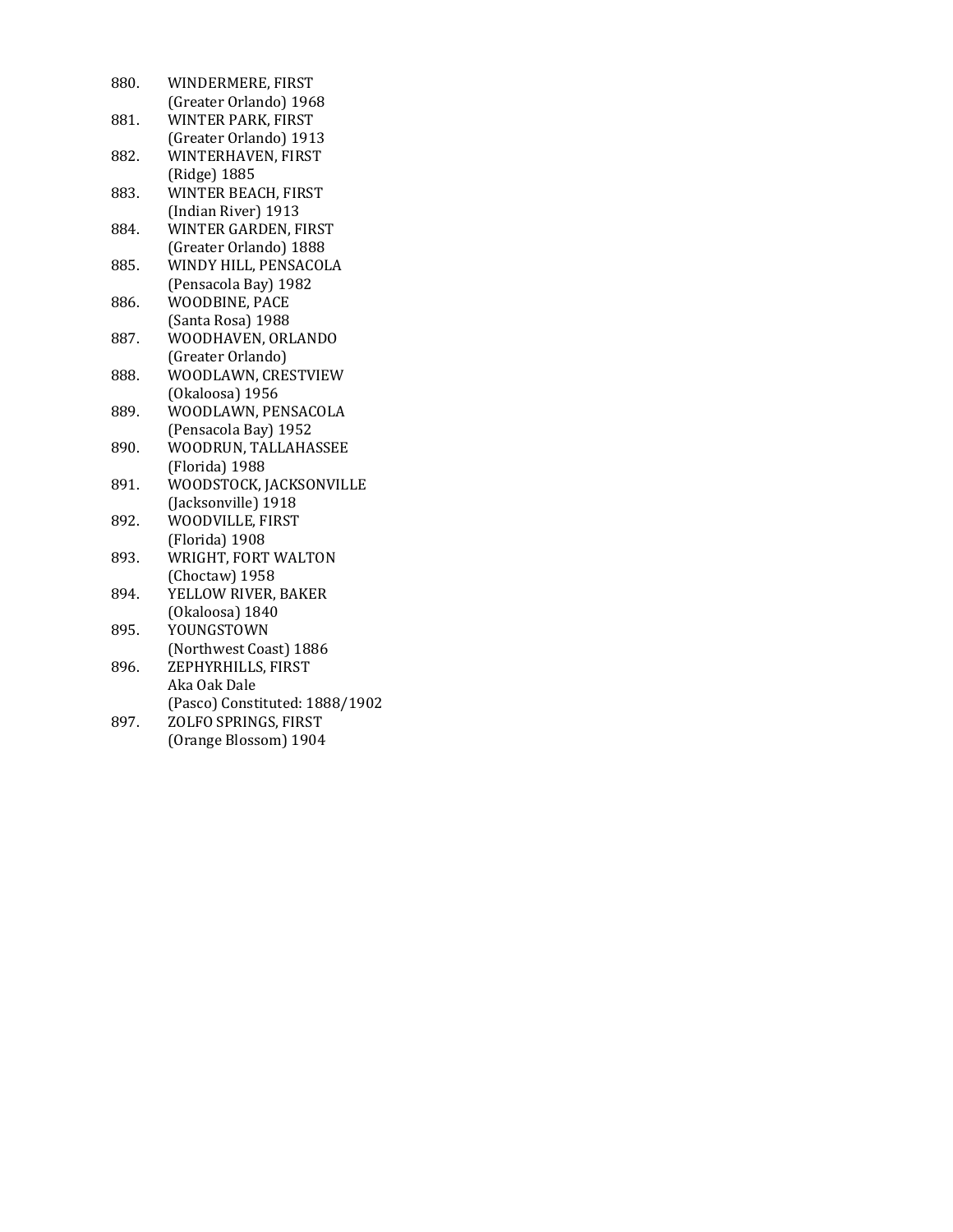880. WINDERMERE, FIRST
(Greater Orlando) 1968

881. WINTER PARK, FIRST
(Greater Orlando) 1913

882. WINTERHAVEN, FIRST
(Ridge) 1885

883. WINTER BEACH, FIRST
(Indian River) 1913

884. WINTER GARDEN, FIRST
(Greater Orlando) 1888

885. WINDY HILL, PENSACOLA
(Pensacola Bay) 1982

886. WOODBINE, PACE
(Santa Rosa) 1988

887. WOODHAVEN, ORLANDO
(Greater Orlando)

888. WOODLAWN, CRESTVIEW
(Okaloosa) 1956

889. WOODLAWN, PENSACOLA
(Pensacola Bay) 1952

890. WOODRUN, TALLAHASSEE
(Florida) 1988

891. WOODSTOCK, JACKSONVILLE
(Jacksonville) 1918

892. WOODVILLE, FIRST
(Florida) 1908

893. WRIGHT, FORT WALTON
(Choctaw) 1958

894. YELLOW RIVER, BAKER
(Okaloosa) 1840

895. YOUNGSTOWN
(Northwest Coast) 1886

896. ZEPHYRHILLS, FIRST
Aka Oak Dale
(Pasco) Constituted: 1888/1902

897. ZOLFO SPRINGS, FIRST
(Orange Blossom) 1904